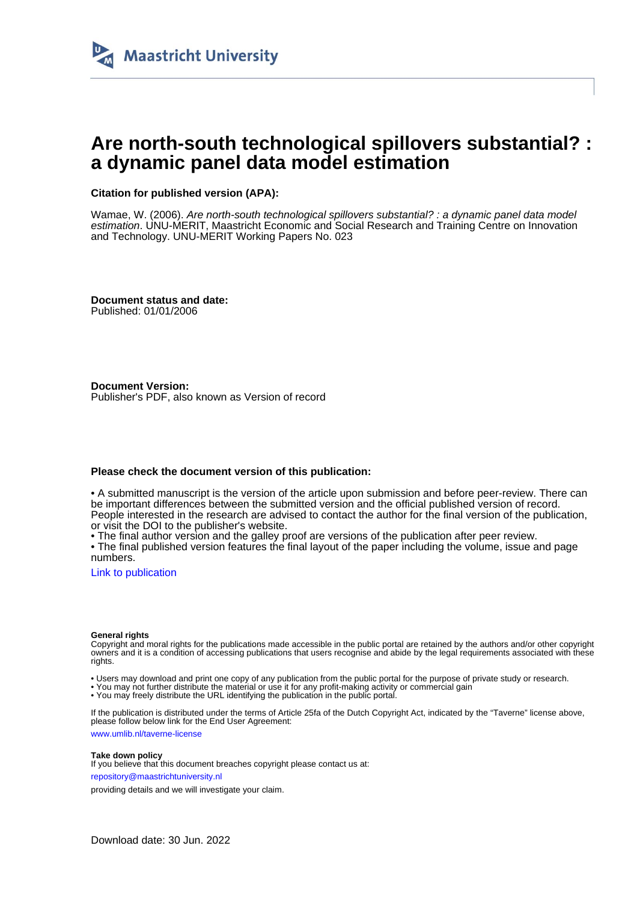Maastricht University

# Are north-south technological spillovers substantial? : a dynamic panel data model estimation

**Citation for published version (APA):**

Wamae, W. (2006). *Are north-south technological spillovers substantial? : a dynamic panel data model estimation*. UNU-MERIT, Maastricht Economic and Social Research and Training Centre on Innovation and Technology. UNU-MERIT Working Papers No. 023

**Document status and date:**
Published: 01/01/2006

**Document Version:**
Publisher's PDF, also known as Version of record

**Please check the document version of this publication:**

• A submitted manuscript is the version of the article upon submission and before peer-review. There can be important differences between the submitted version and the official published version of record. People interested in the research are advised to contact the author for the final version of the publication, or visit the DOI to the publisher's website.
• The final author version and the galley proof are versions of the publication after peer review.
• The final published version features the final layout of the paper including the volume, issue and page numbers.

Link to publication

**General rights**
Copyright and moral rights for the publications made accessible in the public portal are retained by the authors and/or other copyright owners and it is a condition of accessing publications that users recognise and abide by the legal requirements associated with these rights.

• Users may download and print one copy of any publication from the public portal for the purpose of private study or research.
• You may not further distribute the material or use it for any profit-making activity or commercial gain
• You may freely distribute the URL identifying the publication in the public portal.

If the publication is distributed under the terms of Article 25fa of the Dutch Copyright Act, indicated by the "Taverne" license above, please follow below link for the End User Agreement:

www.umlib.nl/taverne-license

**Take down policy**
If you believe that this document breaches copyright please contact us at:

repository@maastrichtuniversity.nl

providing details and we will investigate your claim.

Download date: 30 Jun. 2022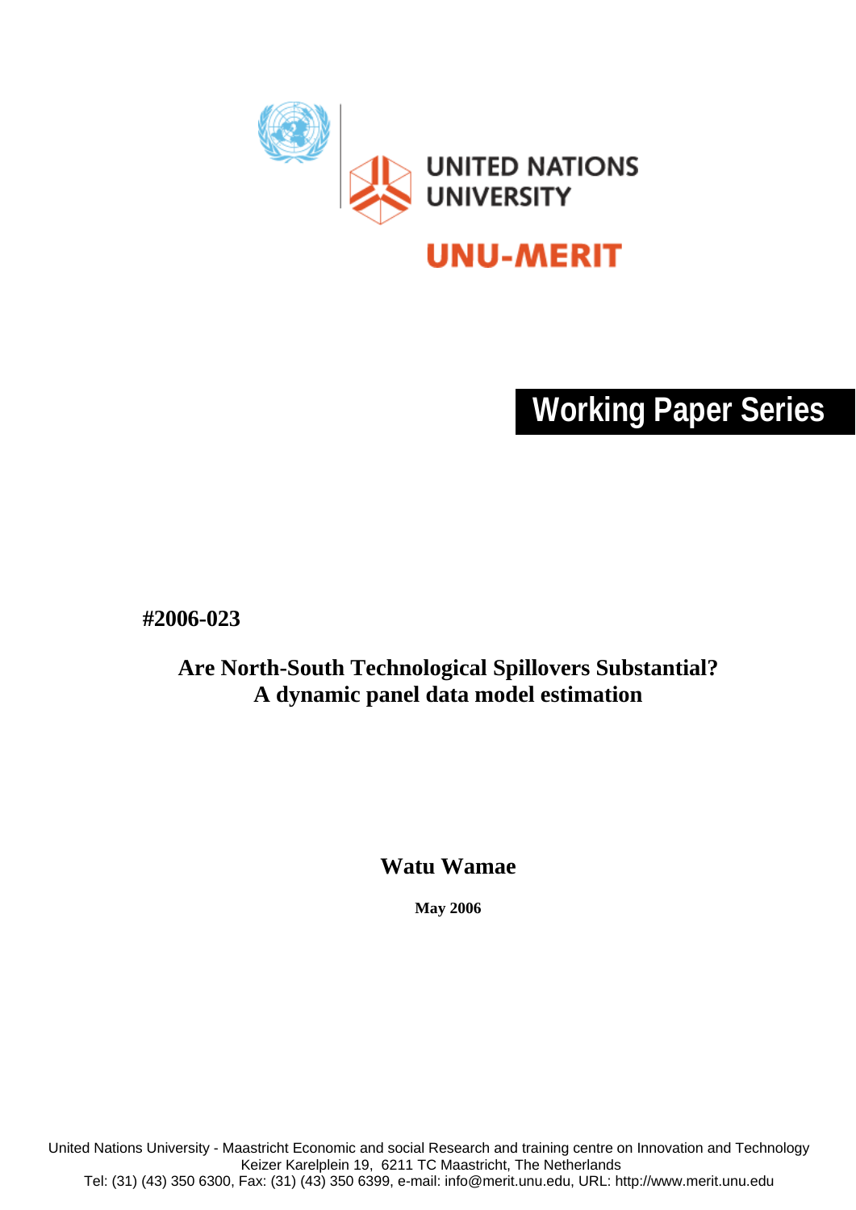UNITED NATIONS UNIVERSITY

UNU-MERIT

Working Paper Series

**#2006-023**

## Are North-South Technological Spillovers Substantial? A dynamic panel data model estimation

**Watu Wamae**

**May 2006**

United Nations University - Maastricht Economic and social Research and training centre on Innovation and Technology
Keizer Karelplein 19, 6211 TC Maastricht, The Netherlands
Tel: (31) (43) 350 6300, Fax: (31) (43) 350 6399, e-mail: info@merit.unu.edu, URL: http://www.merit.unu.edu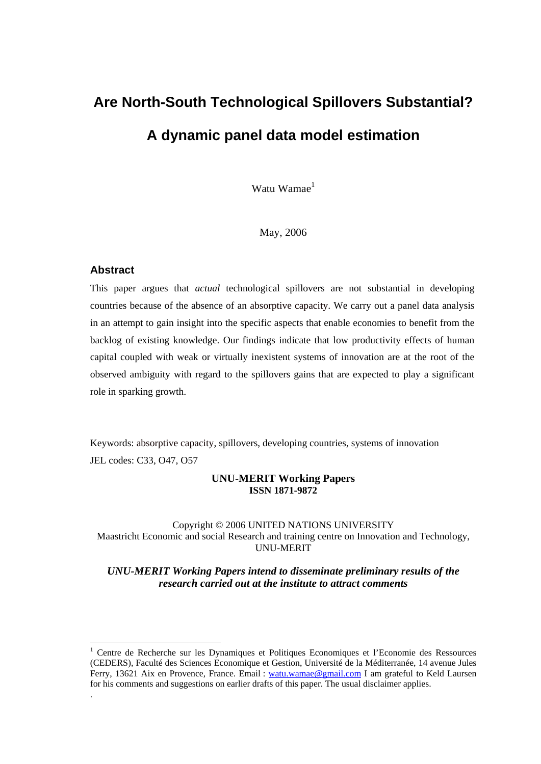# Are North-South Technological Spillovers Substantial?

# A dynamic panel data model estimation

Watu Wamae[1]

May, 2006

### Abstract

This paper argues that *actual* technological spillovers are not substantial in developing countries because of the absence of an absorptive capacity. We carry out a panel data analysis in an attempt to gain insight into the specific aspects that enable economies to benefit from the backlog of existing knowledge. Our findings indicate that low productivity effects of human capital coupled with weak or virtually inexistent systems of innovation are at the root of the observed ambiguity with regard to the spillovers gains that are expected to play a significant role in sparking growth.

Keywords: absorptive capacity, spillovers, developing countries, systems of innovation

JEL codes: C33, O47, O57

**UNU-MERIT Working Papers**
**ISSN 1871-9872**

Copyright © 2006 UNITED NATIONS UNIVERSITY
Maastricht Economic and social Research and training centre on Innovation and Technology, UNU-MERIT

***UNU-MERIT Working Papers intend to disseminate preliminary results of the research carried out at the institute to attract comments***

[1] Centre de Recherche sur les Dynamiques et Politiques Economiques et l'Economie des Ressources (CEDERS), Faculté des Sciences Economique et Gestion, Université de la Méditerranée, 14 avenue Jules Ferry, 13621 Aix en Provence, France. Email : watu.wamae@gmail.com I am grateful to Keld Laursen for his comments and suggestions on earlier drafts of this paper. The usual disclaimer applies.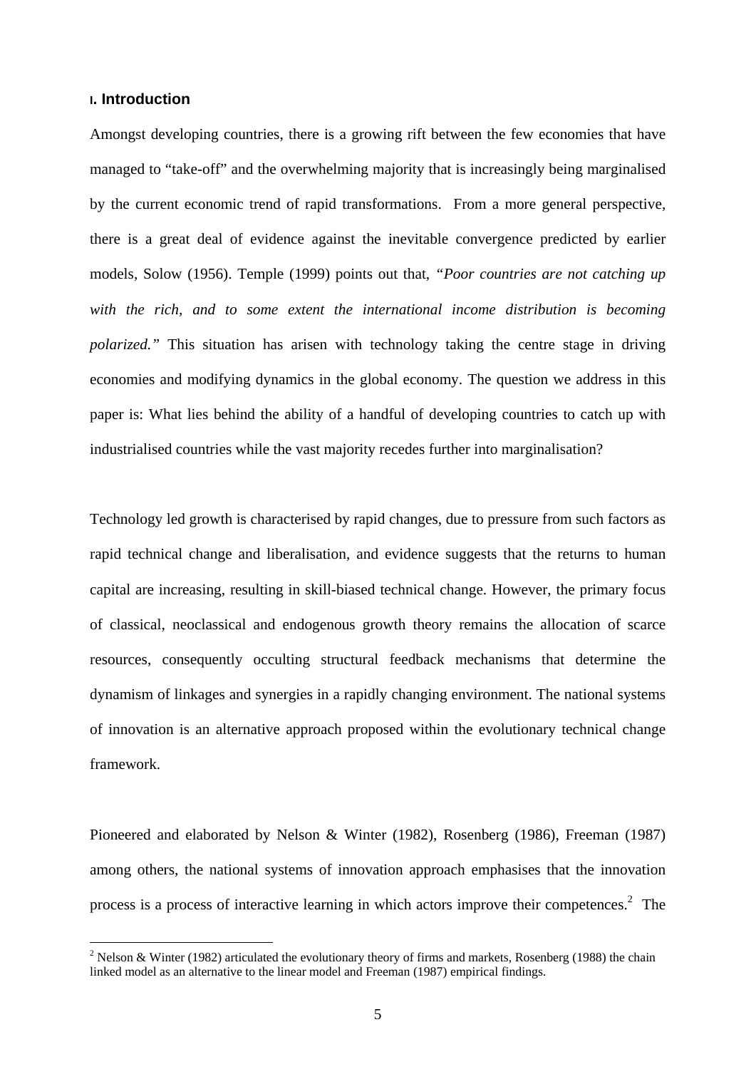## I. Introduction

Amongst developing countries, there is a growing rift between the few economies that have managed to "take-off" and the overwhelming majority that is increasingly being marginalised by the current economic trend of rapid transformations. From a more general perspective, there is a great deal of evidence against the inevitable convergence predicted by earlier models, Solow (1956). Temple (1999) points out that, *"Poor countries are not catching up with the rich, and to some extent the international income distribution is becoming polarized."* This situation has arisen with technology taking the centre stage in driving economies and modifying dynamics in the global economy. The question we address in this paper is: What lies behind the ability of a handful of developing countries to catch up with industrialised countries while the vast majority recedes further into marginalisation?

Technology led growth is characterised by rapid changes, due to pressure from such factors as rapid technical change and liberalisation, and evidence suggests that the returns to human capital are increasing, resulting in skill-biased technical change. However, the primary focus of classical, neoclassical and endogenous growth theory remains the allocation of scarce resources, consequently occulting structural feedback mechanisms that determine the dynamism of linkages and synergies in a rapidly changing environment. The national systems of innovation is an alternative approach proposed within the evolutionary technical change framework.

Pioneered and elaborated by Nelson & Winter (1982), Rosenberg (1986), Freeman (1987) among others, the national systems of innovation approach emphasises that the innovation process is a process of interactive learning in which actors improve their competences.[2] The

[2] Nelson & Winter (1982) articulated the evolutionary theory of firms and markets, Rosenberg (1988) the chain linked model as an alternative to the linear model and Freeman (1987) empirical findings.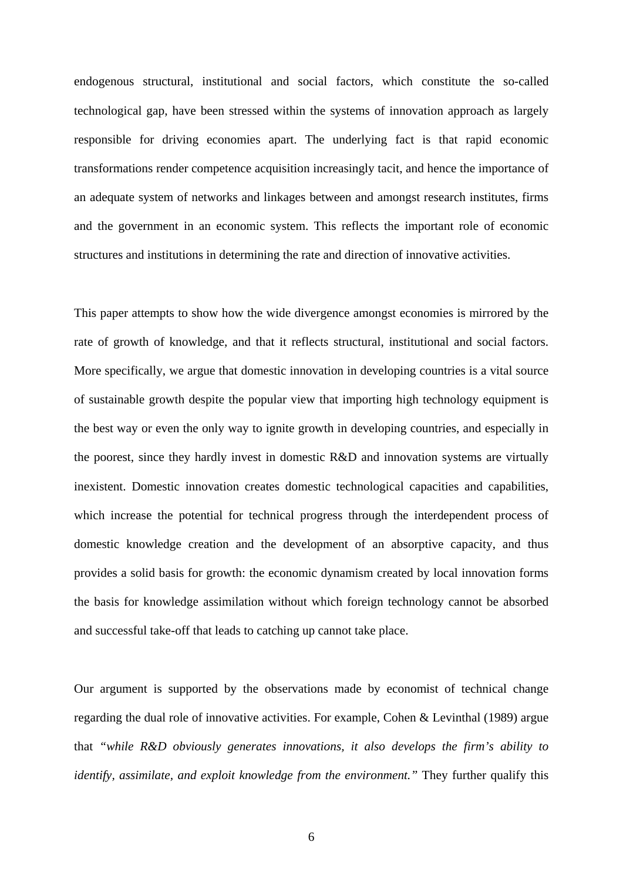endogenous structural, institutional and social factors, which constitute the so-called technological gap, have been stressed within the systems of innovation approach as largely responsible for driving economies apart. The underlying fact is that rapid economic transformations render competence acquisition increasingly tacit, and hence the importance of an adequate system of networks and linkages between and amongst research institutes, firms and the government in an economic system. This reflects the important role of economic structures and institutions in determining the rate and direction of innovative activities.

This paper attempts to show how the wide divergence amongst economies is mirrored by the rate of growth of knowledge, and that it reflects structural, institutional and social factors. More specifically, we argue that domestic innovation in developing countries is a vital source of sustainable growth despite the popular view that importing high technology equipment is the best way or even the only way to ignite growth in developing countries, and especially in the poorest, since they hardly invest in domestic R&D and innovation systems are virtually inexistent. Domestic innovation creates domestic technological capacities and capabilities, which increase the potential for technical progress through the interdependent process of domestic knowledge creation and the development of an absorptive capacity, and thus provides a solid basis for growth: the economic dynamism created by local innovation forms the basis for knowledge assimilation without which foreign technology cannot be absorbed and successful take-off that leads to catching up cannot take place.

Our argument is supported by the observations made by economist of technical change regarding the dual role of innovative activities. For example, Cohen & Levinthal (1989) argue that *"while R&D obviously generates innovations, it also develops the firm's ability to identify, assimilate, and exploit knowledge from the environment."* They further qualify this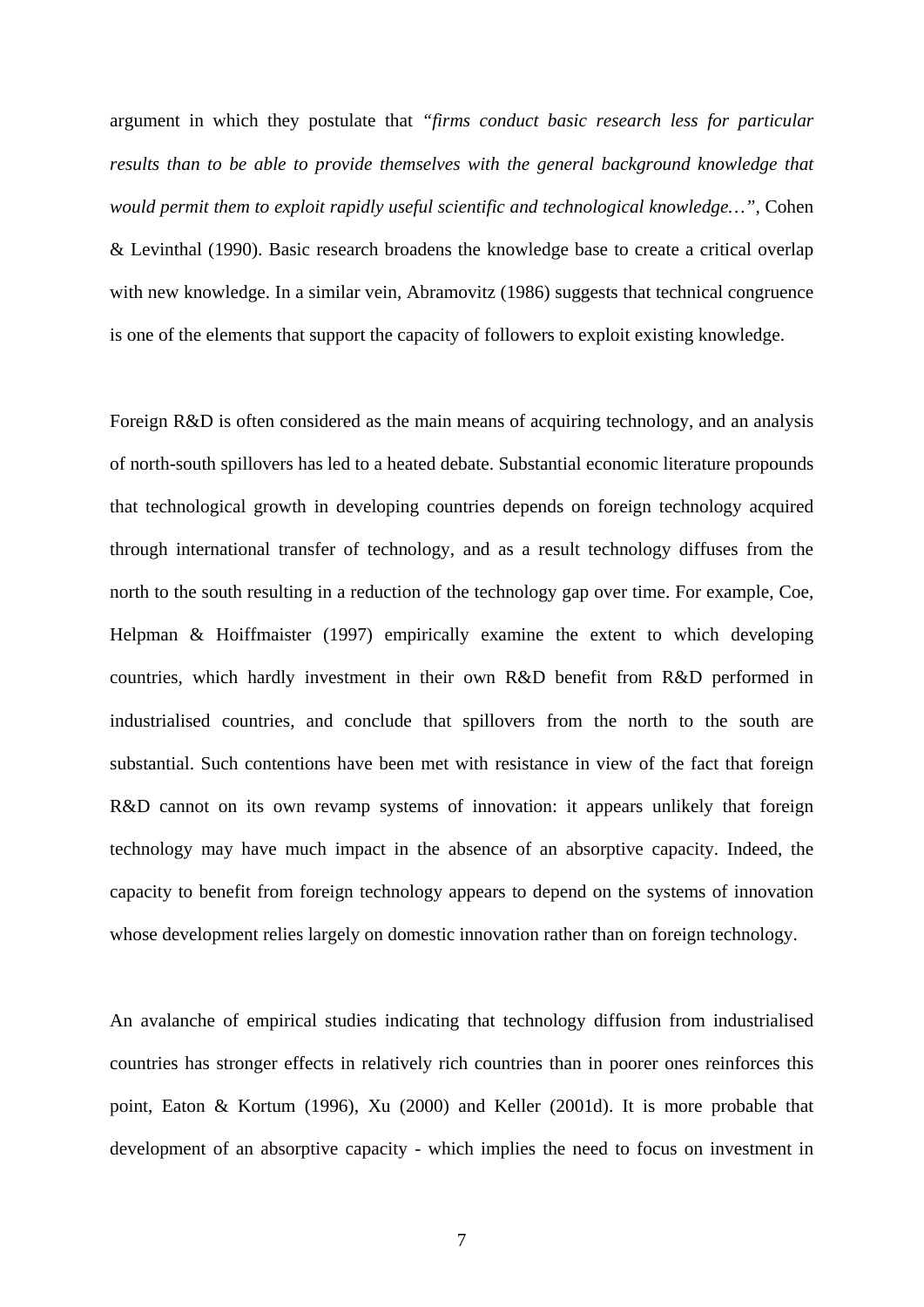argument in which they postulate that *"firms conduct basic research less for particular results than to be able to provide themselves with the general background knowledge that would permit them to exploit rapidly useful scientific and technological knowledge…"*, Cohen & Levinthal (1990). Basic research broadens the knowledge base to create a critical overlap with new knowledge. In a similar vein, Abramovitz (1986) suggests that technical congruence is one of the elements that support the capacity of followers to exploit existing knowledge.

Foreign R&D is often considered as the main means of acquiring technology, and an analysis of north-south spillovers has led to a heated debate. Substantial economic literature propounds that technological growth in developing countries depends on foreign technology acquired through international transfer of technology, and as a result technology diffuses from the north to the south resulting in a reduction of the technology gap over time. For example, Coe, Helpman & Hoiffmaister (1997) empirically examine the extent to which developing countries, which hardly investment in their own R&D benefit from R&D performed in industrialised countries, and conclude that spillovers from the north to the south are substantial. Such contentions have been met with resistance in view of the fact that foreign R&D cannot on its own revamp systems of innovation: it appears unlikely that foreign technology may have much impact in the absence of an absorptive capacity. Indeed, the capacity to benefit from foreign technology appears to depend on the systems of innovation whose development relies largely on domestic innovation rather than on foreign technology.

An avalanche of empirical studies indicating that technology diffusion from industrialised countries has stronger effects in relatively rich countries than in poorer ones reinforces this point, Eaton & Kortum (1996), Xu (2000) and Keller (2001d). It is more probable that development of an absorptive capacity - which implies the need to focus on investment in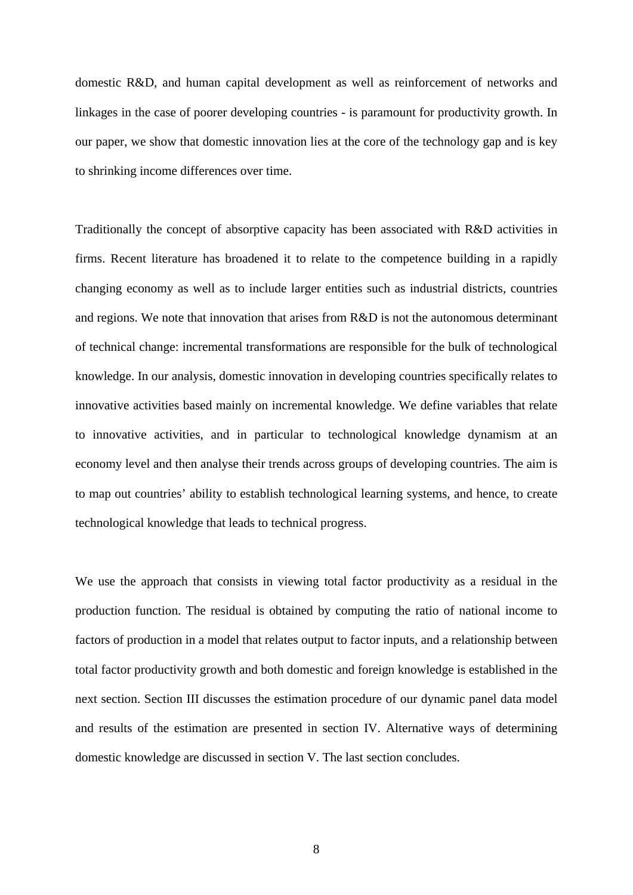domestic R&D, and human capital development as well as reinforcement of networks and linkages in the case of poorer developing countries - is paramount for productivity growth. In our paper, we show that domestic innovation lies at the core of the technology gap and is key to shrinking income differences over time.

Traditionally the concept of absorptive capacity has been associated with R&D activities in firms. Recent literature has broadened it to relate to the competence building in a rapidly changing economy as well as to include larger entities such as industrial districts, countries and regions. We note that innovation that arises from R&D is not the autonomous determinant of technical change: incremental transformations are responsible for the bulk of technological knowledge. In our analysis, domestic innovation in developing countries specifically relates to innovative activities based mainly on incremental knowledge. We define variables that relate to innovative activities, and in particular to technological knowledge dynamism at an economy level and then analyse their trends across groups of developing countries. The aim is to map out countries' ability to establish technological learning systems, and hence, to create technological knowledge that leads to technical progress.

We use the approach that consists in viewing total factor productivity as a residual in the production function. The residual is obtained by computing the ratio of national income to factors of production in a model that relates output to factor inputs, and a relationship between total factor productivity growth and both domestic and foreign knowledge is established in the next section. Section III discusses the estimation procedure of our dynamic panel data model and results of the estimation are presented in section IV. Alternative ways of determining domestic knowledge are discussed in section V. The last section concludes.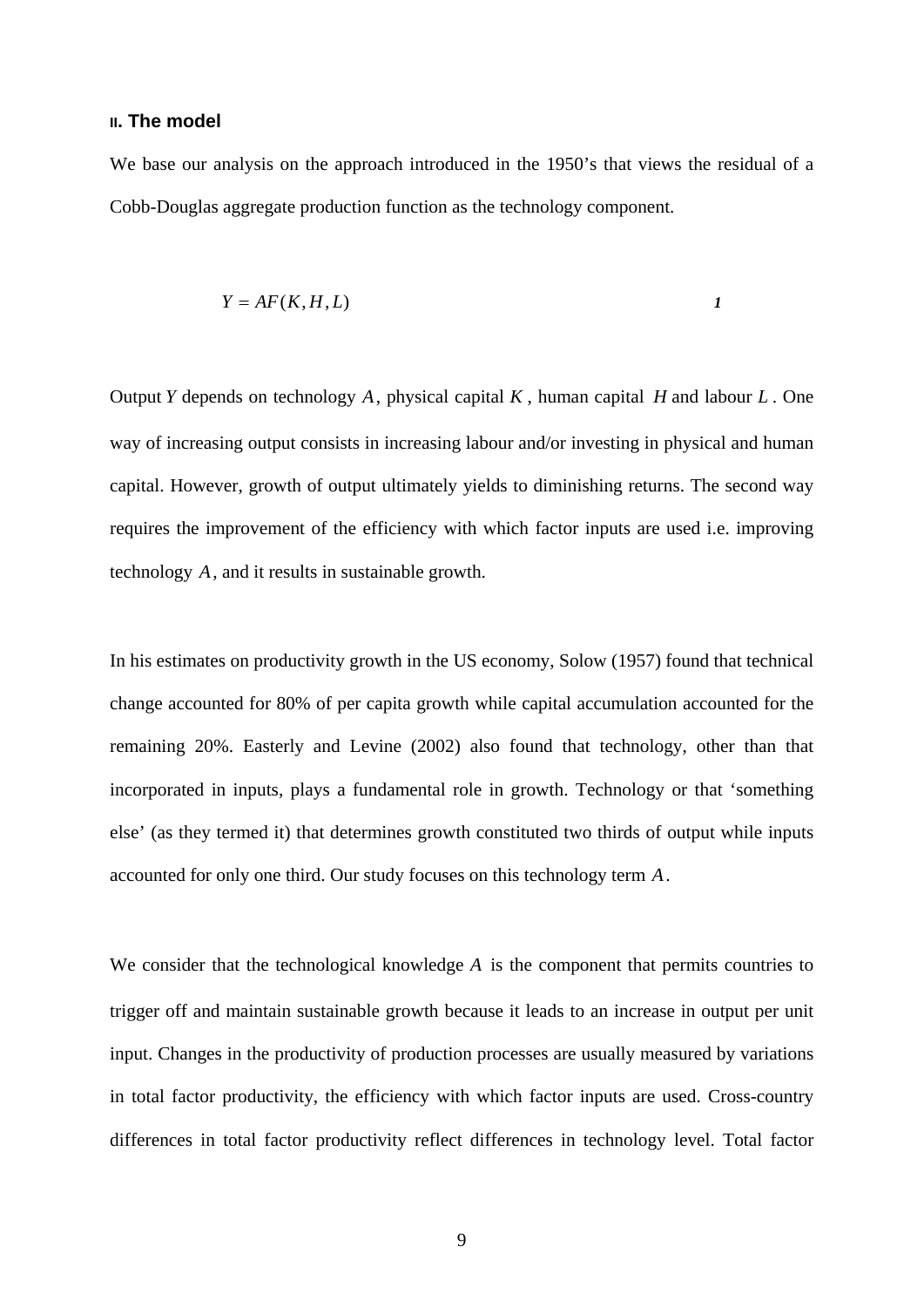## II. The model

We base our analysis on the approach introduced in the 1950's that views the residual of a Cobb-Douglas aggregate production function as the technology component.

$$Y = AF(K, H, L) \qquad \textbf{1}$$

Output $Y$ depends on technology $A$, physical capital $K$, human capital $H$ and labour $L$. One way of increasing output consists in increasing labour and/or investing in physical and human capital. However, growth of output ultimately yields to diminishing returns. The second way requires the improvement of the efficiency with which factor inputs are used i.e. improving technology $A$, and it results in sustainable growth.

In his estimates on productivity growth in the US economy, Solow (1957) found that technical change accounted for 80% of per capita growth while capital accumulation accounted for the remaining 20%. Easterly and Levine (2002) also found that technology, other than that incorporated in inputs, plays a fundamental role in growth. Technology or that 'something else' (as they termed it) that determines growth constituted two thirds of output while inputs accounted for only one third. Our study focuses on this technology term $A$.

We consider that the technological knowledge $A$ is the component that permits countries to trigger off and maintain sustainable growth because it leads to an increase in output per unit input. Changes in the productivity of production processes are usually measured by variations in total factor productivity, the efficiency with which factor inputs are used. Cross-country differences in total factor productivity reflect differences in technology level. Total factor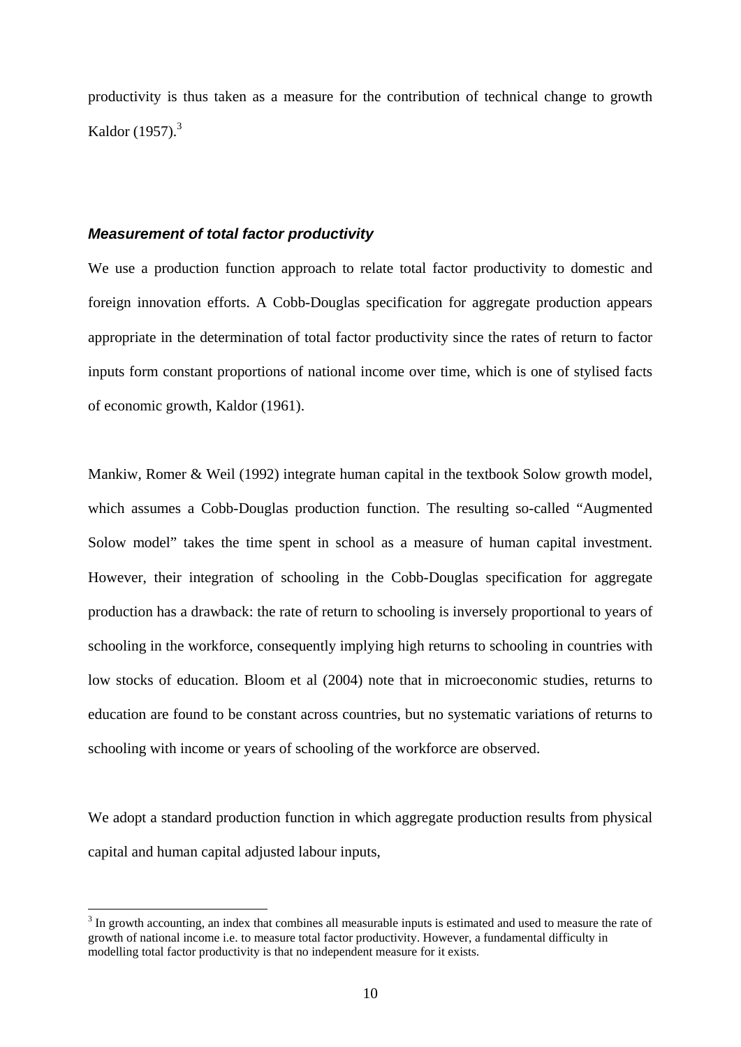productivity is thus taken as a measure for the contribution of technical change to growth Kaldor (1957).[3]

### *Measurement of total factor productivity*

We use a production function approach to relate total factor productivity to domestic and foreign innovation efforts. A Cobb-Douglas specification for aggregate production appears appropriate in the determination of total factor productivity since the rates of return to factor inputs form constant proportions of national income over time, which is one of stylised facts of economic growth, Kaldor (1961).

Mankiw, Romer & Weil (1992) integrate human capital in the textbook Solow growth model, which assumes a Cobb-Douglas production function. The resulting so-called "Augmented Solow model" takes the time spent in school as a measure of human capital investment. However, their integration of schooling in the Cobb-Douglas specification for aggregate production has a drawback: the rate of return to schooling is inversely proportional to years of schooling in the workforce, consequently implying high returns to schooling in countries with low stocks of education. Bloom et al (2004) note that in microeconomic studies, returns to education are found to be constant across countries, but no systematic variations of returns to schooling with income or years of schooling of the workforce are observed.

We adopt a standard production function in which aggregate production results from physical capital and human capital adjusted labour inputs,

[3] In growth accounting, an index that combines all measurable inputs is estimated and used to measure the rate of growth of national income i.e. to measure total factor productivity. However, a fundamental difficulty in modelling total factor productivity is that no independent measure for it exists.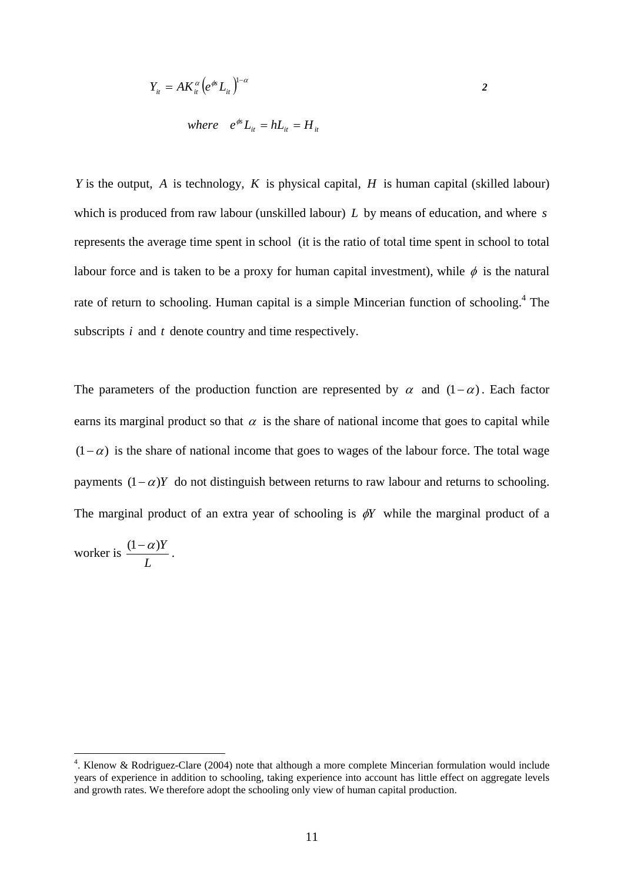$$Y_{it} = AK_{it}^{\alpha}\left(e^{\phi s}L_{it}\right)^{1-\alpha} \qquad \textbf{2}$$

$$where \quad e^{\phi s}L_{it} = hL_{it} = H_{it}$$

$Y$ is the output, $A$ is technology, $K$ is physical capital, $H$ is human capital (skilled labour) which is produced from raw labour (unskilled labour) $L$ by means of education, and where $s$ represents the average time spent in school (it is the ratio of total time spent in school to total labour force and is taken to be a proxy for human capital investment), while $\phi$ is the natural rate of return to schooling. Human capital is a simple Mincerian function of schooling.[4] The subscripts $i$ and $t$ denote country and time respectively.

The parameters of the production function are represented by $\alpha$ and $(1-\alpha)$. Each factor earns its marginal product so that $\alpha$ is the share of national income that goes to capital while $(1-\alpha)$ is the share of national income that goes to wages of the labour force. The total wage payments $(1-\alpha)Y$ do not distinguish between returns to raw labour and returns to schooling. The marginal product of an extra year of schooling is $\phi Y$ while the marginal product of a worker is $\frac{(1-\alpha)Y}{L}$.

---

[4]. Klenow & Rodriguez-Clare (2004) note that although a more complete Mincerian formulation would include years of experience in addition to schooling, taking experience into account has little effect on aggregate levels and growth rates. We therefore adopt the schooling only view of human capital production.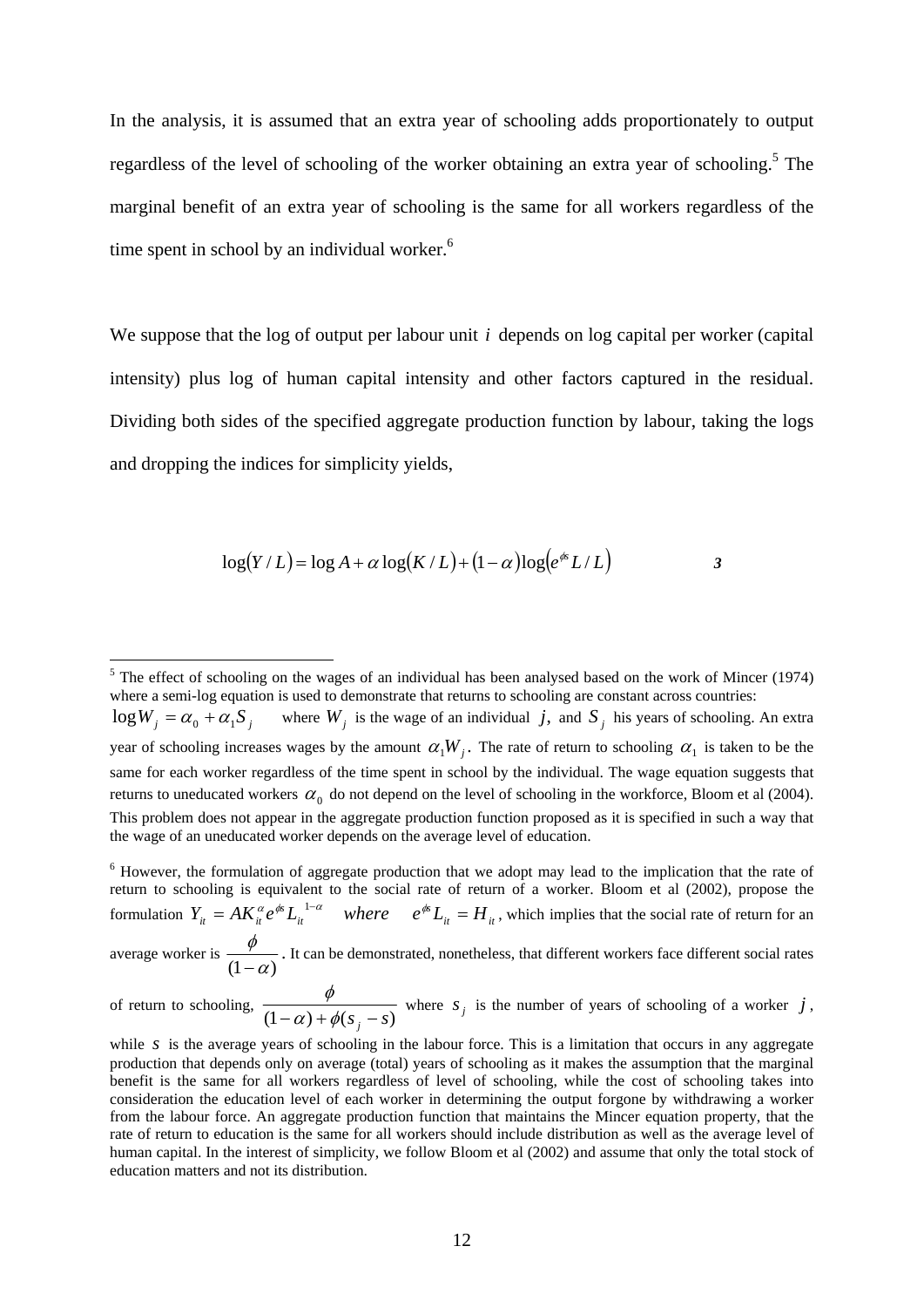In the analysis, it is assumed that an extra year of schooling adds proportionately to output regardless of the level of schooling of the worker obtaining an extra year of schooling.[5] The marginal benefit of an extra year of schooling is the same for all workers regardless of the time spent in school by an individual worker.[6]

We suppose that the log of output per labour unit $i$ depends on log capital per worker (capital intensity) plus log of human capital intensity and other factors captured in the residual. Dividing both sides of the specified aggregate production function by labour, taking the logs and dropping the indices for simplicity yields,

$$\log(Y/L) = \log A + \alpha \log(K/L) + (1-\alpha)\log\left(e^{\phi s}L/L\right) \qquad \textbf{3}$$

[5] The effect of schooling on the wages of an individual has been analysed based on the work of Mincer (1974) where a semi-log equation is used to demonstrate that returns to schooling are constant across countries: $\log W_j = \alpha_0 + \alpha_1 S_j$ where $W_j$ is the wage of an individual $j$, and $S_j$ his years of schooling. An extra year of schooling increases wages by the amount $\alpha_1 W_j$. The rate of return to schooling $\alpha_1$ is taken to be the same for each worker regardless of the time spent in school by the individual. The wage equation suggests that returns to uneducated workers $\alpha_0$ do not depend on the level of schooling in the workforce, Bloom et al (2004). This problem does not appear in the aggregate production function proposed as it is specified in such a way that the wage of an uneducated worker depends on the average level of education.

[6] However, the formulation of aggregate production that we adopt may lead to the implication that the rate of return to schooling is equivalent to the social rate of return of a worker. Bloom et al (2002), propose the formulation $Y_{it} = AK_{it}^{\alpha} e^{\phi s} L_{it}^{1-\alpha} \quad where \quad e^{\phi s} L_{it} = H_{it}$, which implies that the social rate of return for an average worker is $\dfrac{\phi}{(1-\alpha)}$. It can be demonstrated, nonetheless, that different workers face different social rates of return to schooling, $\dfrac{\phi}{(1-\alpha)+\phi(s_j - s)}$ where $s_j$ is the number of years of schooling of a worker $j$, while $s$ is the average years of schooling in the labour force. This is a limitation that occurs in any aggregate production that depends only on average (total) years of schooling as it makes the assumption that the marginal benefit is the same for all workers regardless of level of schooling, while the cost of schooling takes into consideration the education level of each worker in determining the output forgone by withdrawing a worker from the labour force. An aggregate production function that maintains the Mincer equation property, that the rate of return to education is the same for all workers should include distribution as well as the average level of human capital. In the interest of simplicity, we follow Bloom et al (2002) and assume that only the total stock of education matters and not its distribution.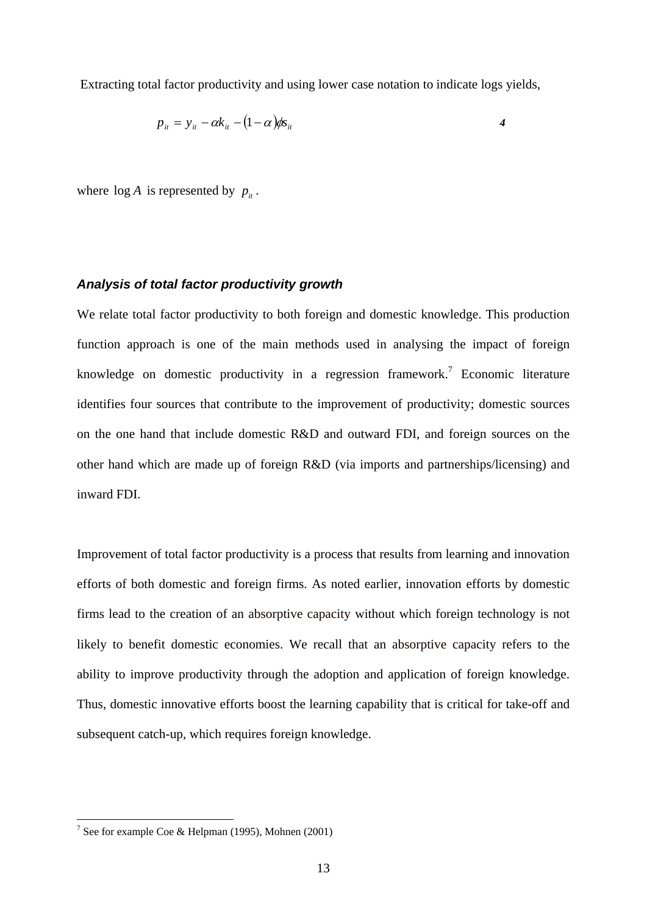Extracting total factor productivity and using lower case notation to indicate logs yields,

$$p_{it} = y_{it} - \alpha k_{it} - (1-\alpha)\phi s_{it} \qquad \textbf{4}$$

where $\log A$ is represented by $p_{it}$.

### *Analysis of total factor productivity growth*

We relate total factor productivity to both foreign and domestic knowledge. This production function approach is one of the main methods used in analysing the impact of foreign knowledge on domestic productivity in a regression framework.[7] Economic literature identifies four sources that contribute to the improvement of productivity; domestic sources on the one hand that include domestic R&D and outward FDI, and foreign sources on the other hand which are made up of foreign R&D (via imports and partnerships/licensing) and inward FDI.

Improvement of total factor productivity is a process that results from learning and innovation efforts of both domestic and foreign firms. As noted earlier, innovation efforts by domestic firms lead to the creation of an absorptive capacity without which foreign technology is not likely to benefit domestic economies. We recall that an absorptive capacity refers to the ability to improve productivity through the adoption and application of foreign knowledge. Thus, domestic innovative efforts boost the learning capability that is critical for take-off and subsequent catch-up, which requires foreign knowledge.

---

[7] See for example Coe & Helpman (1995), Mohnen (2001)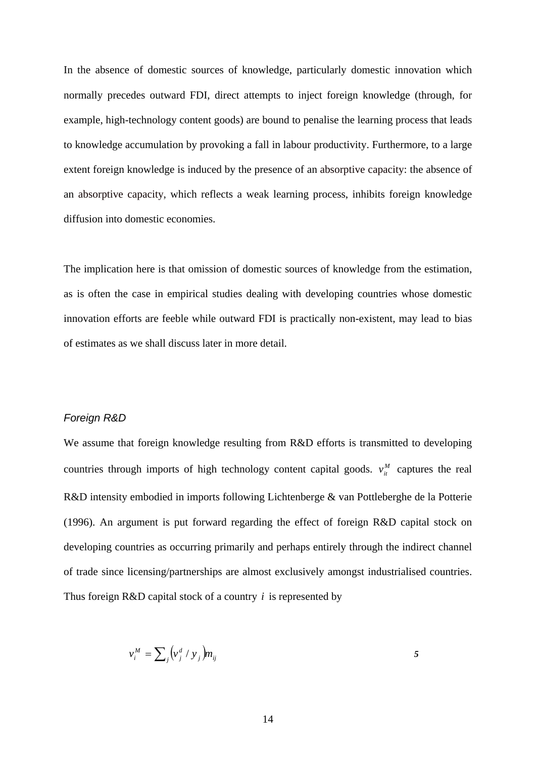In the absence of domestic sources of knowledge, particularly domestic innovation which normally precedes outward FDI, direct attempts to inject foreign knowledge (through, for example, high-technology content goods) are bound to penalise the learning process that leads to knowledge accumulation by provoking a fall in labour productivity. Furthermore, to a large extent foreign knowledge is induced by the presence of an absorptive capacity: the absence of an absorptive capacity, which reflects a weak learning process, inhibits foreign knowledge diffusion into domestic economies.

The implication here is that omission of domestic sources of knowledge from the estimation, as is often the case in empirical studies dealing with developing countries whose domestic innovation efforts are feeble while outward FDI is practically non-existent, may lead to bias of estimates as we shall discuss later in more detail.

*Foreign R&D*

We assume that foreign knowledge resulting from R&D efforts is transmitted to developing countries through imports of high technology content capital goods. $v_{it}^{M}$ captures the real R&D intensity embodied in imports following Lichtenberge & van Pottleberghe de la Potterie (1996). An argument is put forward regarding the effect of foreign R&D capital stock on developing countries as occurring primarily and perhaps entirely through the indirect channel of trade since licensing/partnerships are almost exclusively amongst industrialised countries. Thus foreign R&D capital stock of a country $i$ is represented by

$$v_{i}^{M} = \sum_{j} \left( v_{j}^{d} / y_{j} \right) m_{ij} \qquad \textbf{5}$$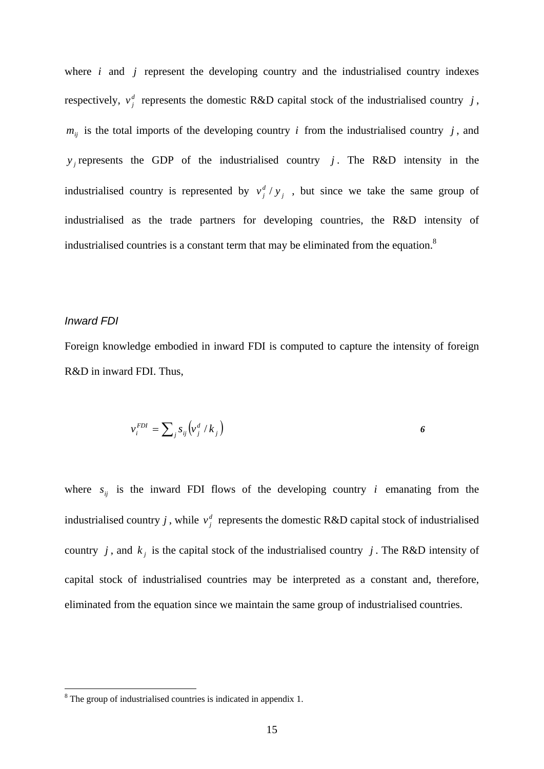where $i$ and $j$ represent the developing country and the industrialised country indexes respectively, $v_j^d$ represents the domestic R&D capital stock of the industrialised country $j$, $m_{ij}$ is the total imports of the developing country $i$ from the industrialised country $j$, and $y_j$ represents the GDP of the industrialised country $j$. The R&D intensity in the industrialised country is represented by $v_j^d / y_j$, but since we take the same group of industrialised as the trade partners for developing countries, the R&D intensity of industrialised countries is a constant term that may be eliminated from the equation.[8]

*Inward FDI*

Foreign knowledge embodied in inward FDI is computed to capture the intensity of foreign R&D in inward FDI. Thus,

$$v_i^{FDI} = \sum_j s_{ij} \left( v_j^d / k_j \right) \qquad \textbf{6}$$

where $s_{ij}$ is the inward FDI flows of the developing country $i$ emanating from the industrialised country $j$, while $v_j^d$ represents the domestic R&D capital stock of industrialised country $j$, and $k_j$ is the capital stock of the industrialised country $j$. The R&D intensity of capital stock of industrialised countries may be interpreted as a constant and, therefore, eliminated from the equation since we maintain the same group of industrialised countries.

[8] The group of industrialised countries is indicated in appendix 1.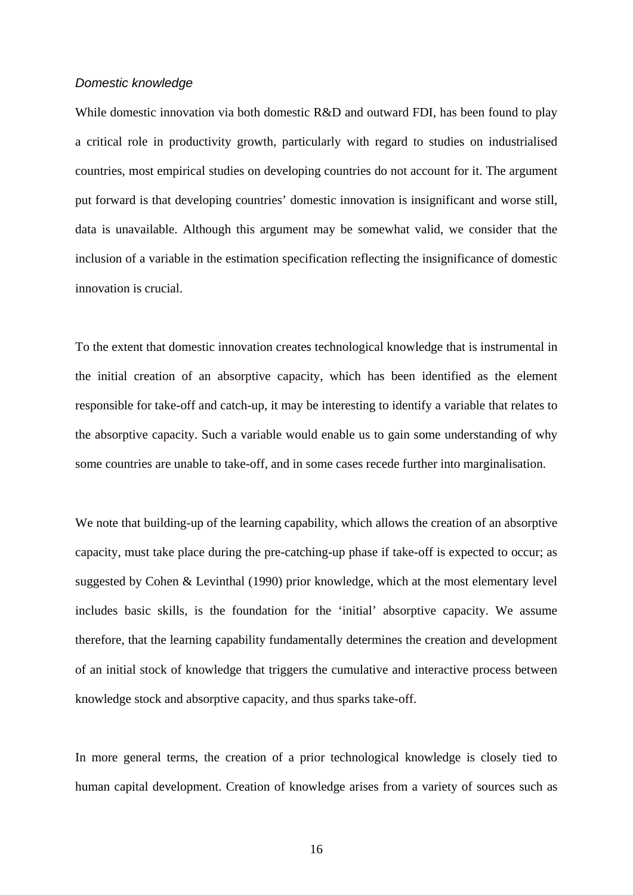*Domestic knowledge*

While domestic innovation via both domestic R&D and outward FDI, has been found to play a critical role in productivity growth, particularly with regard to studies on industrialised countries, most empirical studies on developing countries do not account for it. The argument put forward is that developing countries' domestic innovation is insignificant and worse still, data is unavailable. Although this argument may be somewhat valid, we consider that the inclusion of a variable in the estimation specification reflecting the insignificance of domestic innovation is crucial.

To the extent that domestic innovation creates technological knowledge that is instrumental in the initial creation of an absorptive capacity, which has been identified as the element responsible for take-off and catch-up, it may be interesting to identify a variable that relates to the absorptive capacity. Such a variable would enable us to gain some understanding of why some countries are unable to take-off, and in some cases recede further into marginalisation.

We note that building-up of the learning capability, which allows the creation of an absorptive capacity, must take place during the pre-catching-up phase if take-off is expected to occur; as suggested by Cohen & Levinthal (1990) prior knowledge, which at the most elementary level includes basic skills, is the foundation for the 'initial' absorptive capacity. We assume therefore, that the learning capability fundamentally determines the creation and development of an initial stock of knowledge that triggers the cumulative and interactive process between knowledge stock and absorptive capacity, and thus sparks take-off.

In more general terms, the creation of a prior technological knowledge is closely tied to human capital development. Creation of knowledge arises from a variety of sources such as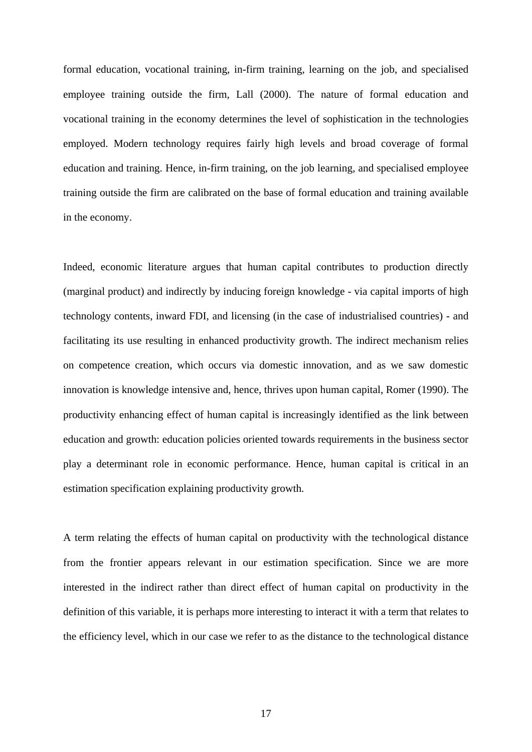formal education, vocational training, in-firm training, learning on the job, and specialised employee training outside the firm, Lall (2000). The nature of formal education and vocational training in the economy determines the level of sophistication in the technologies employed. Modern technology requires fairly high levels and broad coverage of formal education and training. Hence, in-firm training, on the job learning, and specialised employee training outside the firm are calibrated on the base of formal education and training available in the economy.

Indeed, economic literature argues that human capital contributes to production directly (marginal product) and indirectly by inducing foreign knowledge - via capital imports of high technology contents, inward FDI, and licensing (in the case of industrialised countries) - and facilitating its use resulting in enhanced productivity growth. The indirect mechanism relies on competence creation, which occurs via domestic innovation, and as we saw domestic innovation is knowledge intensive and, hence, thrives upon human capital, Romer (1990). The productivity enhancing effect of human capital is increasingly identified as the link between education and growth: education policies oriented towards requirements in the business sector play a determinant role in economic performance. Hence, human capital is critical in an estimation specification explaining productivity growth.

A term relating the effects of human capital on productivity with the technological distance from the frontier appears relevant in our estimation specification. Since we are more interested in the indirect rather than direct effect of human capital on productivity in the definition of this variable, it is perhaps more interesting to interact it with a term that relates to the efficiency level, which in our case we refer to as the distance to the technological distance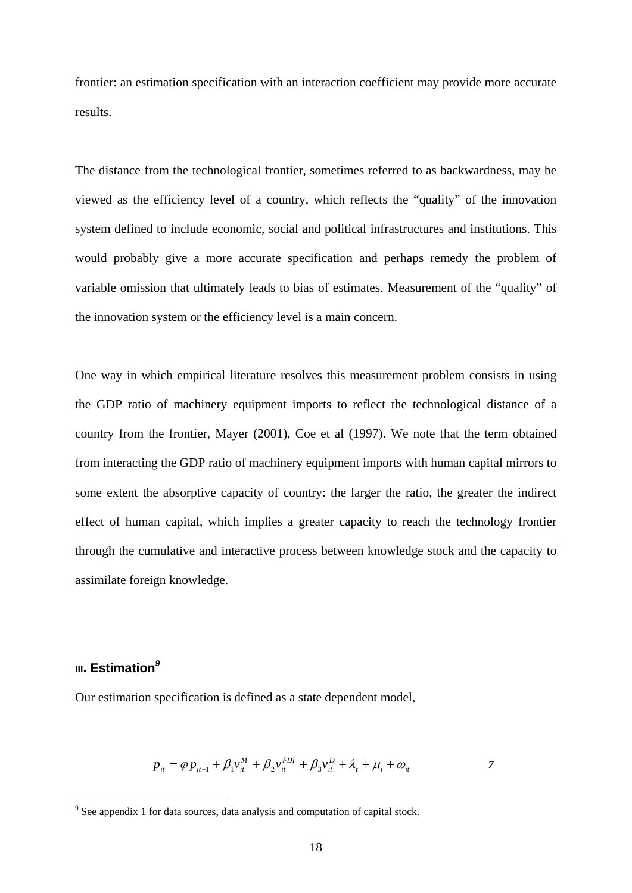frontier: an estimation specification with an interaction coefficient may provide more accurate results.

The distance from the technological frontier, sometimes referred to as backwardness, may be viewed as the efficiency level of a country, which reflects the "quality" of the innovation system defined to include economic, social and political infrastructures and institutions. This would probably give a more accurate specification and perhaps remedy the problem of variable omission that ultimately leads to bias of estimates. Measurement of the "quality" of the innovation system or the efficiency level is a main concern.

One way in which empirical literature resolves this measurement problem consists in using the GDP ratio of machinery equipment imports to reflect the technological distance of a country from the frontier, Mayer (2001), Coe et al (1997). We note that the term obtained from interacting the GDP ratio of machinery equipment imports with human capital mirrors to some extent the absorptive capacity of country: the larger the ratio, the greater the indirect effect of human capital, which implies a greater capacity to reach the technology frontier through the cumulative and interactive process between knowledge stock and the capacity to assimilate foreign knowledge.

## III. Estimation[9]

Our estimation specification is defined as a state dependent model,

$$p_{it} = \varphi p_{it-1} + \beta_1 v_{it}^{M} + \beta_2 v_{it}^{FDI} + \beta_3 v_{it}^{D} + \lambda_t + \mu_i + \omega_{it} \qquad 7$$

[9] See appendix 1 for data sources, data analysis and computation of capital stock.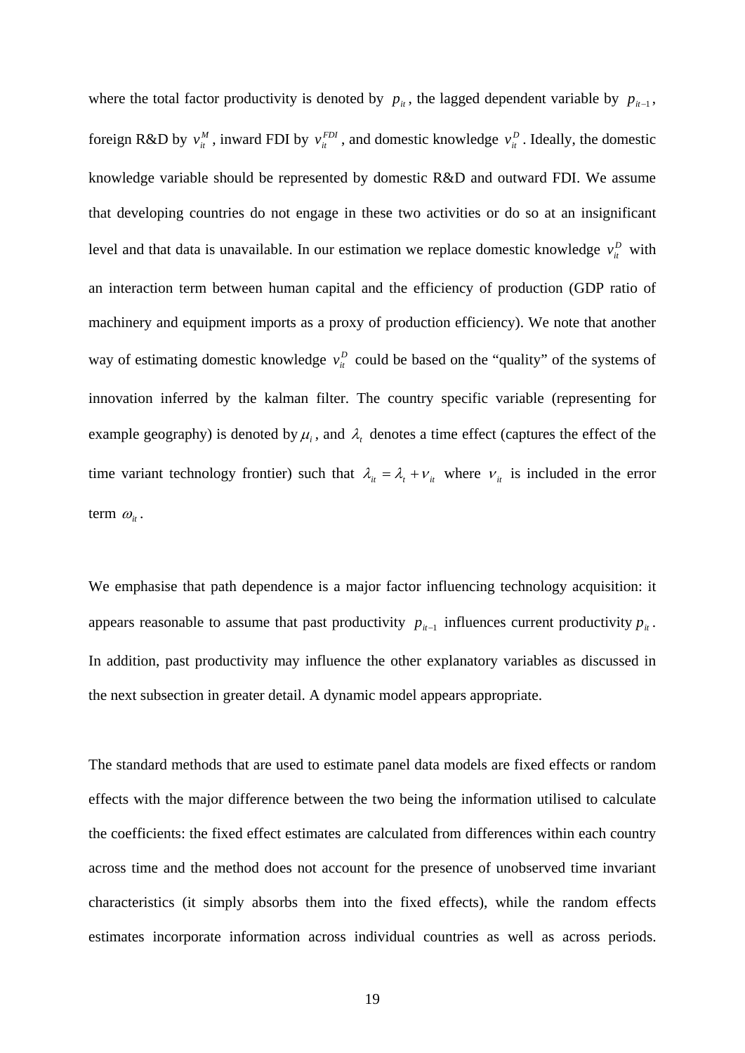where the total factor productivity is denoted by $p_{it}$, the lagged dependent variable by $p_{it-1}$, foreign R&D by $v_{it}^{M}$, inward FDI by $v_{it}^{FDI}$, and domestic knowledge $v_{it}^{D}$. Ideally, the domestic knowledge variable should be represented by domestic R&D and outward FDI. We assume that developing countries do not engage in these two activities or do so at an insignificant level and that data is unavailable. In our estimation we replace domestic knowledge $v_{it}^{D}$ with an interaction term between human capital and the efficiency of production (GDP ratio of machinery and equipment imports as a proxy of production efficiency). We note that another way of estimating domestic knowledge $v_{it}^{D}$ could be based on the "quality" of the systems of innovation inferred by the kalman filter. The country specific variable (representing for example geography) is denoted by $\mu_i$, and $\lambda_t$ denotes a time effect (captures the effect of the time variant technology frontier) such that $\lambda_{it} = \lambda_t + \nu_{it}$ where $\nu_{it}$ is included in the error term $\omega_{it}$.

We emphasise that path dependence is a major factor influencing technology acquisition: it appears reasonable to assume that past productivity $p_{it-1}$ influences current productivity $p_{it}$. In addition, past productivity may influence the other explanatory variables as discussed in the next subsection in greater detail. A dynamic model appears appropriate.

The standard methods that are used to estimate panel data models are fixed effects or random effects with the major difference between the two being the information utilised to calculate the coefficients: the fixed effect estimates are calculated from differences within each country across time and the method does not account for the presence of unobserved time invariant characteristics (it simply absorbs them into the fixed effects), while the random effects estimates incorporate information across individual countries as well as across periods.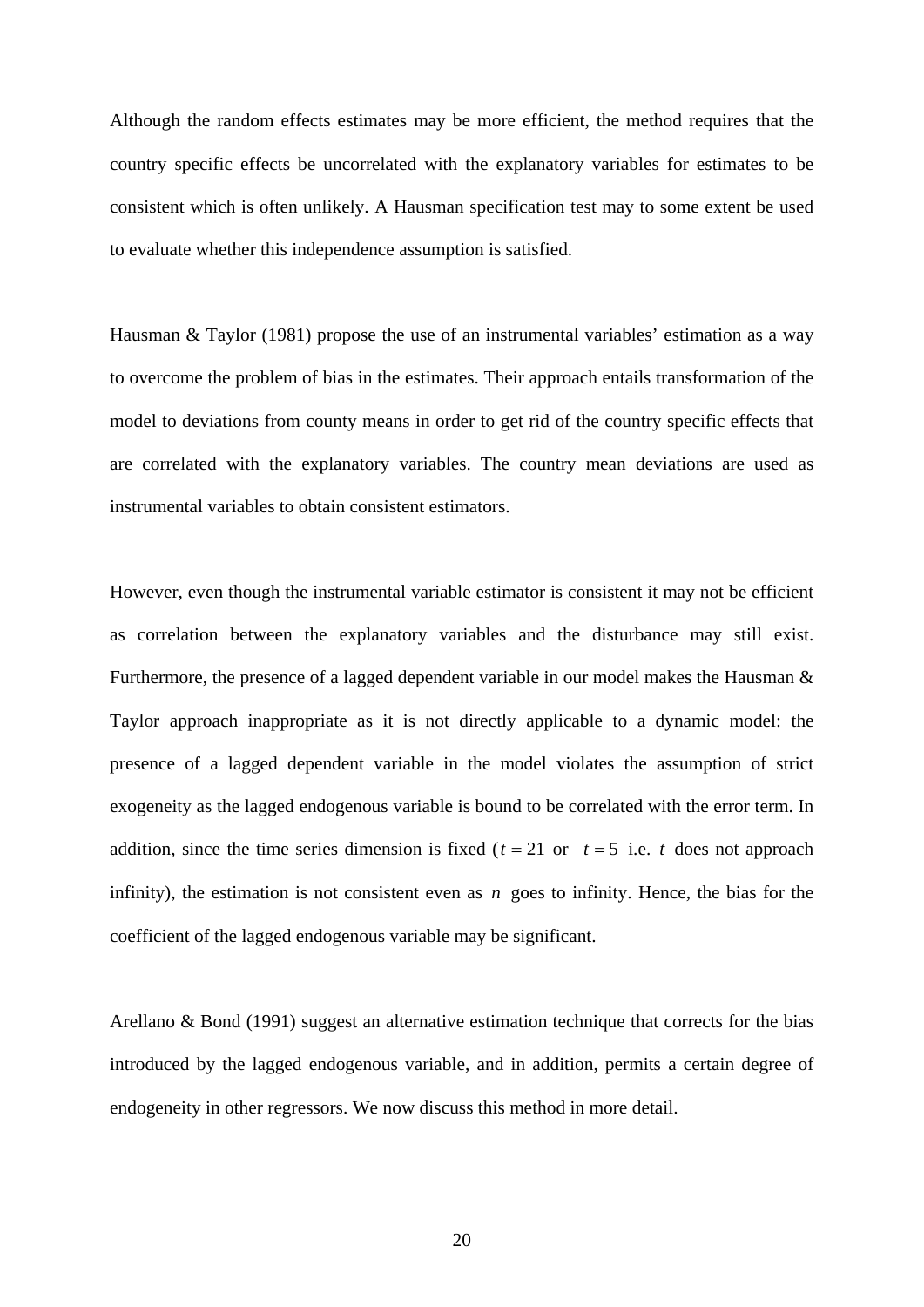Although the random effects estimates may be more efficient, the method requires that the country specific effects be uncorrelated with the explanatory variables for estimates to be consistent which is often unlikely. A Hausman specification test may to some extent be used to evaluate whether this independence assumption is satisfied.

Hausman & Taylor (1981) propose the use of an instrumental variables' estimation as a way to overcome the problem of bias in the estimates. Their approach entails transformation of the model to deviations from county means in order to get rid of the country specific effects that are correlated with the explanatory variables. The country mean deviations are used as instrumental variables to obtain consistent estimators.

However, even though the instrumental variable estimator is consistent it may not be efficient as correlation between the explanatory variables and the disturbance may still exist. Furthermore, the presence of a lagged dependent variable in our model makes the Hausman & Taylor approach inappropriate as it is not directly applicable to a dynamic model: the presence of a lagged dependent variable in the model violates the assumption of strict exogeneity as the lagged endogenous variable is bound to be correlated with the error term. In addition, since the time series dimension is fixed ($t = 21$ or $t = 5$ i.e. $t$ does not approach infinity), the estimation is not consistent even as $n$ goes to infinity. Hence, the bias for the coefficient of the lagged endogenous variable may be significant.

Arellano & Bond (1991) suggest an alternative estimation technique that corrects for the bias introduced by the lagged endogenous variable, and in addition, permits a certain degree of endogeneity in other regressors. We now discuss this method in more detail.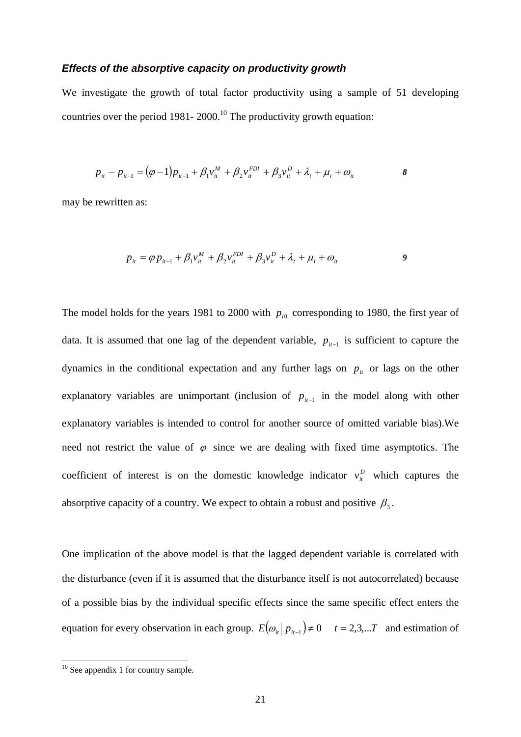### *Effects of the absorptive capacity on productivity growth*

We investigate the growth of total factor productivity using a sample of 51 developing countries over the period 1981- 2000.[10] The productivity growth equation:

$$p_{it} - p_{it-1} = (\varphi - 1)p_{it-1} + \beta_1 v_{it}^{M} + \beta_2 v_{it}^{FDI} + \beta_3 v_{it}^{D} + \lambda_t + \mu_i + \omega_{it} \qquad \textbf{\textit{8}}$$

may be rewritten as:

$$p_{it} = \varphi p_{it-1} + \beta_1 v_{it}^{M} + \beta_2 v_{it}^{FDI} + \beta_3 v_{it}^{D} + \lambda_t + \mu_i + \omega_{it} \qquad \textbf{\textit{9}}$$

The model holds for the years 1981 to 2000 with $p_{i0}$ corresponding to 1980, the first year of data. It is assumed that one lag of the dependent variable, $p_{it-1}$ is sufficient to capture the dynamics in the conditional expectation and any further lags on $p_{it}$ or lags on the other explanatory variables are unimportant (inclusion of $p_{it-1}$ in the model along with other explanatory variables is intended to control for another source of omitted variable bias).We need not restrict the value of $\varphi$ since we are dealing with fixed time asymptotics. The coefficient of interest is on the domestic knowledge indicator $v_{it}^{D}$ which captures the absorptive capacity of a country. We expect to obtain a robust and positive $\beta_3$.

One implication of the above model is that the lagged dependent variable is correlated with the disturbance (even if it is assumed that the disturbance itself is not autocorrelated) because of a possible bias by the individual specific effects since the same specific effect enters the equation for every observation in each group. $E(\omega_{it} \mid p_{it-1}) \neq 0 \quad t = 2,3,...T$ and estimation of

[10] See appendix 1 for country sample.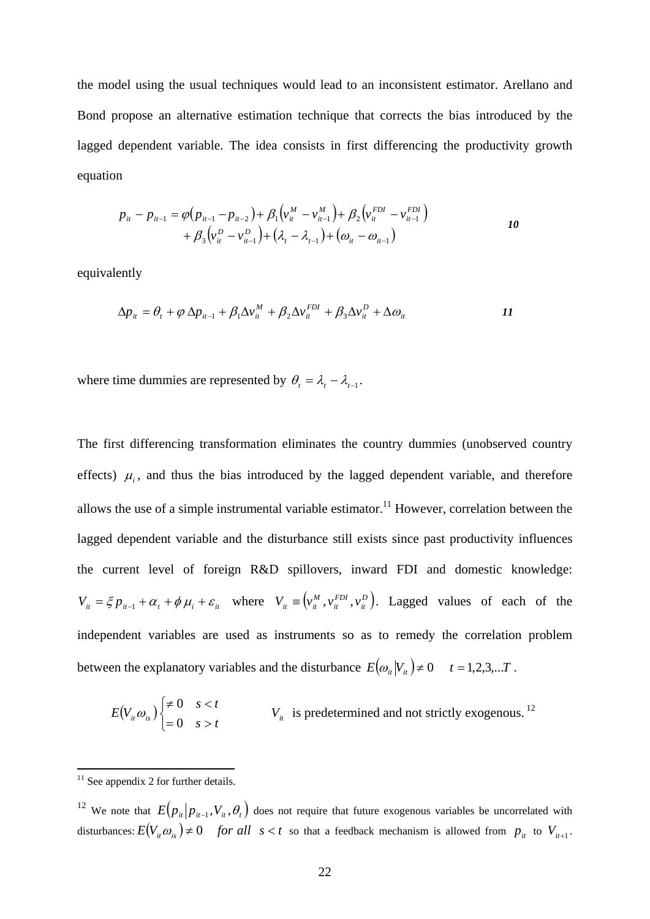the model using the usual techniques would lead to an inconsistent estimator. Arellano and Bond propose an alternative estimation technique that corrects the bias introduced by the lagged dependent variable. The idea consists in first differencing the productivity growth equation

$$p_{it} - p_{it-1} = \varphi\left(p_{it-1} - p_{it-2}\right) + \beta_1\left(v_{it}^{M} - v_{it-1}^{M}\right) + \beta_2\left(v_{it}^{FDI} - v_{it-1}^{FDI}\right) + \beta_3\left(v_{it}^{D} - v_{it-1}^{D}\right) + \left(\lambda_t - \lambda_{t-1}\right) + \left(\omega_{it} - \omega_{it-1}\right) \qquad \textbf{10}$$

equivalently

$$\Delta p_{it} = \theta_t + \varphi\, \Delta p_{it-1} + \beta_1 \Delta v_{it}^{M} + \beta_2 \Delta v_{it}^{FDI} + \beta_3 \Delta v_{it}^{D} + \Delta \omega_{it} \qquad \textbf{11}$$

where time dummies are represented by $\theta_t = \lambda_t - \lambda_{t-1}$.

The first differencing transformation eliminates the country dummies (unobserved country effects) $\mu_i$, and thus the bias introduced by the lagged dependent variable, and therefore allows the use of a simple instrumental variable estimator.[11] However, correlation between the lagged dependent variable and the disturbance still exists since past productivity influences the current level of foreign R&D spillovers, inward FDI and domestic knowledge: $V_{it} = \xi\, p_{it-1} + \alpha_t + \phi\, \mu_i + \varepsilon_{it}$ where $V_{it} \equiv \left(v_{it}^{M}, v_{it}^{FDI}, v_{it}^{D}\right)$. Lagged values of each of the independent variables are used as instruments so as to remedy the correlation problem between the explanatory variables and the disturbance $E\left(\omega_{it} \middle| V_{it}\right) \neq 0 \quad t = 1,2,3,...T$.

$$E\left(V_{it}\omega_{is}\right)\begin{cases} \neq 0 & s < t \\ = 0 & s > t \end{cases} \qquad V_{it} \text{ is predetermined and not strictly exogenous.}$$ [12]

---

[11] See appendix 2 for further details.

[12] We note that $E\left(p_{it} \middle| p_{it-1}, V_{it}, \theta_t\right)$ does not require that future exogenous variables be uncorrelated with disturbances: $E\left(V_{it}\omega_{is}\right) \neq 0 \quad \textit{for all} \quad s < t$ so that a feedback mechanism is allowed from $p_{it}$ to $V_{it+1}$.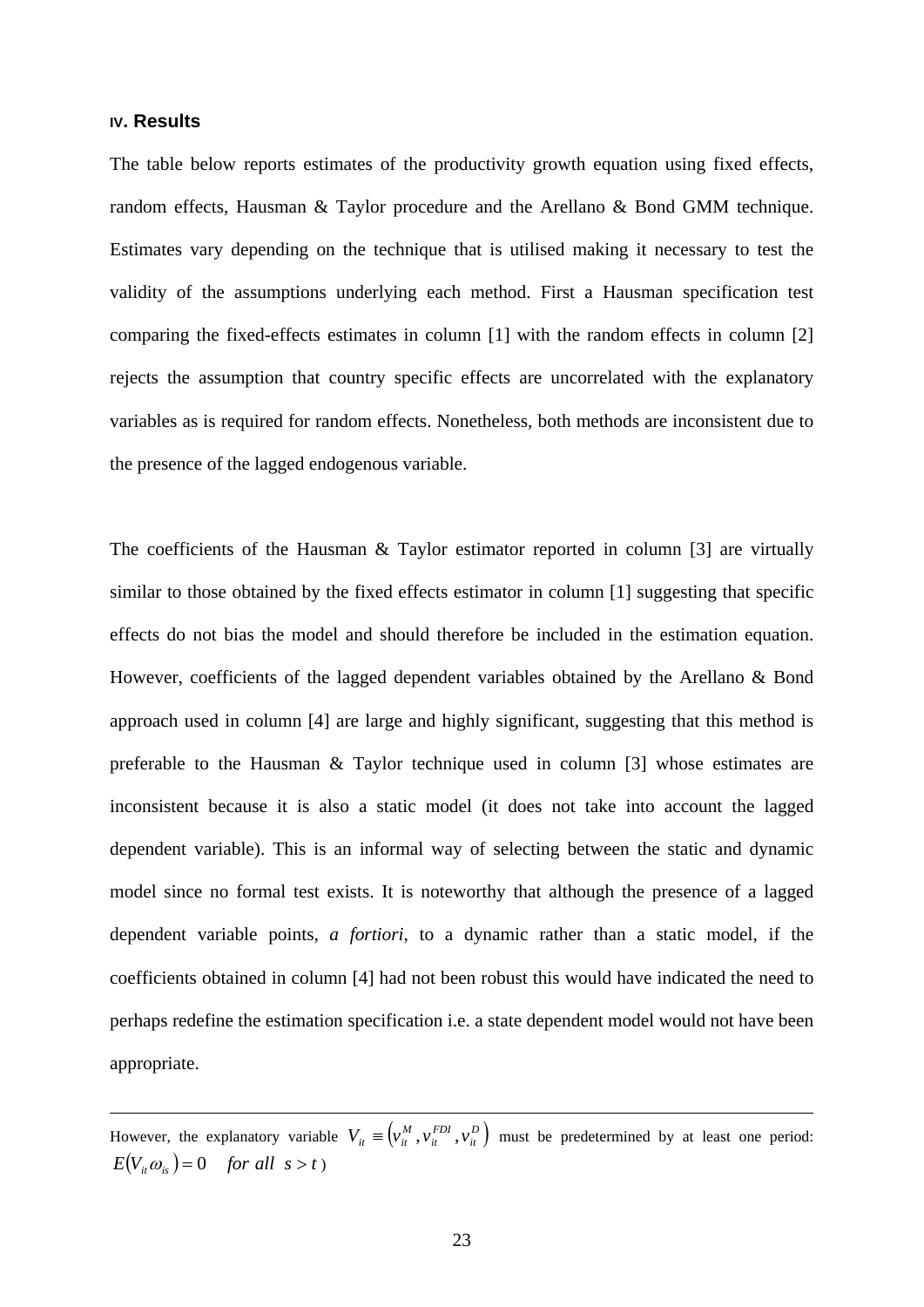## IV. Results

The table below reports estimates of the productivity growth equation using fixed effects, random effects, Hausman & Taylor procedure and the Arellano & Bond GMM technique. Estimates vary depending on the technique that is utilised making it necessary to test the validity of the assumptions underlying each method. First a Hausman specification test comparing the fixed-effects estimates in column [1] with the random effects in column [2] rejects the assumption that country specific effects are uncorrelated with the explanatory variables as is required for random effects. Nonetheless, both methods are inconsistent due to the presence of the lagged endogenous variable.

The coefficients of the Hausman & Taylor estimator reported in column [3] are virtually similar to those obtained by the fixed effects estimator in column [1] suggesting that specific effects do not bias the model and should therefore be included in the estimation equation. However, coefficients of the lagged dependent variables obtained by the Arellano & Bond approach used in column [4] are large and highly significant, suggesting that this method is preferable to the Hausman & Taylor technique used in column [3] whose estimates are inconsistent because it is also a static model (it does not take into account the lagged dependent variable). This is an informal way of selecting between the static and dynamic model since no formal test exists. It is noteworthy that although the presence of a lagged dependent variable points, *a fortiori*, to a dynamic rather than a static model, if the coefficients obtained in column [4] had not been robust this would have indicated the need to perhaps redefine the estimation specification i.e. a state dependent model would not have been appropriate.

---

However, the explanatory variable $V_{it} \equiv \left(v_{it}^{M}, v_{it}^{FDI}, v_{it}^{D}\right)$ must be predetermined by at least one period: $E\left(V_{it}\omega_{is}\right) = 0 \quad for\ all\ \ s > t$ )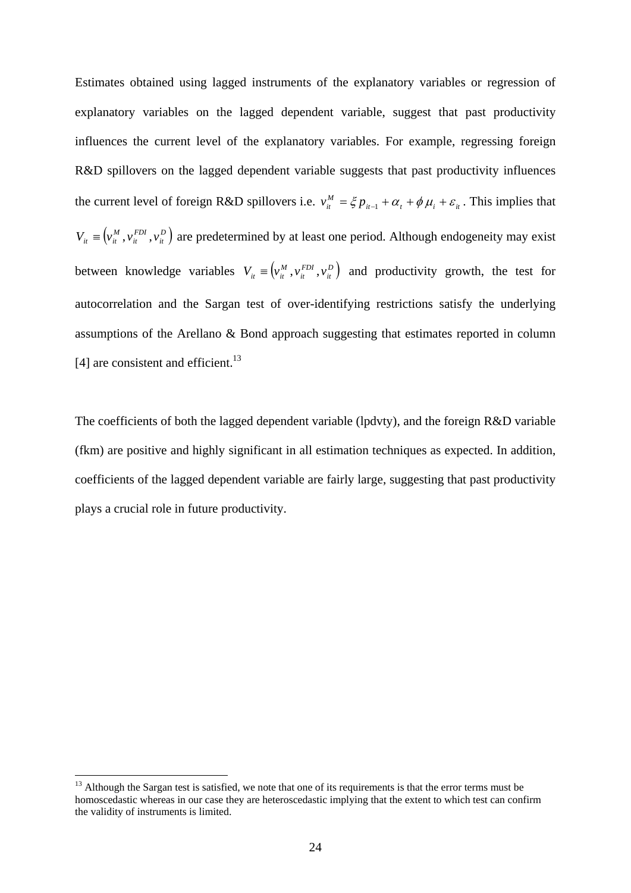Estimates obtained using lagged instruments of the explanatory variables or regression of explanatory variables on the lagged dependent variable, suggest that past productivity influences the current level of the explanatory variables. For example, regressing foreign R&D spillovers on the lagged dependent variable suggests that past productivity influences the current level of foreign R&D spillovers i.e. $v_{it}^{M} = \xi p_{it-1} + \alpha_t + \phi \mu_i + \varepsilon_{it}$. This implies that $V_{it} \equiv \left(v_{it}^{M}, v_{it}^{FDI}, v_{it}^{D}\right)$ are predetermined by at least one period. Although endogeneity may exist between knowledge variables $V_{it} \equiv \left(v_{it}^{M}, v_{it}^{FDI}, v_{it}^{D}\right)$ and productivity growth, the test for autocorrelation and the Sargan test of over-identifying restrictions satisfy the underlying assumptions of the Arellano & Bond approach suggesting that estimates reported in column [4] are consistent and efficient.[13]

The coefficients of both the lagged dependent variable (lpdvty), and the foreign R&D variable (fkm) are positive and highly significant in all estimation techniques as expected. In addition, coefficients of the lagged dependent variable are fairly large, suggesting that past productivity plays a crucial role in future productivity.

[13] Although the Sargan test is satisfied, we note that one of its requirements is that the error terms must be homoscedastic whereas in our case they are heteroscedastic implying that the extent to which test can confirm the validity of instruments is limited.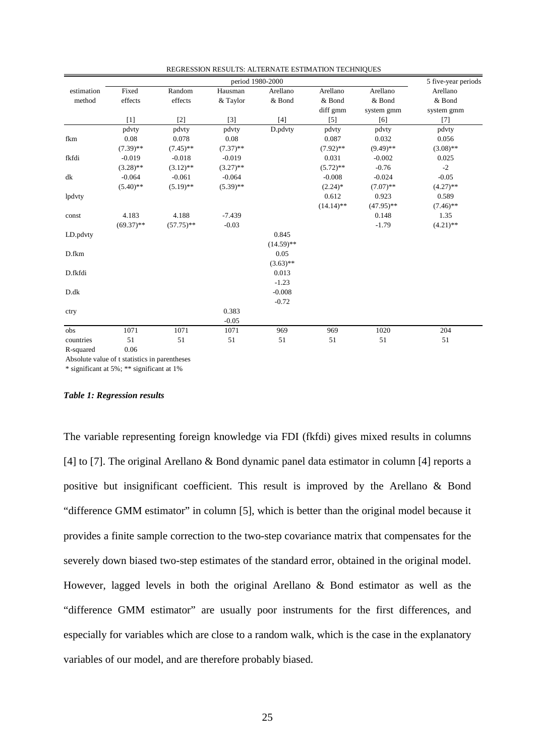| REGRESSION RESULTS: ALTERNATE ESTIMATION TECHNIQUES | | | | | | | |
|---|---|---|---|---|---|---|---|
| | period 1980-2000 | | | | | | 5 five-year periods |
| estimation method | Fixed effects | Random effects | Hausman & Taylor | Arellano & Bond | Arellano & Bond diff gmm | Arellano & Bond system gmm | Arellano & Bond system gmm |
| | [1] | [2] | [3] | [4] | [5] | [6] | [7] |
| | pdvty | pdvty | pdvty | D.pdvty | pdvty | pdvty | pdvty |
| fkm | 0.08 | 0.078 | 0.08 | | 0.087 | 0.032 | 0.056 |
| | (7.39)** | (7.45)** | (7.37)** | | (7.92)** | (9.49)** | (3.08)** |
| fkfdi | -0.019 | -0.018 | -0.019 | | 0.031 | -0.002 | 0.025 |
| | (3.28)** | (3.12)** | (3.27)** | | (5.72)** | -0.76 | -2 |
| dk | -0.064 | -0.061 | -0.064 | | -0.008 | -0.024 | -0.05 |
| | (5.40)** | (5.19)** | (5.39)** | | (2.24)* | (7.07)** | (4.27)** |
| lpdvty | | | | | 0.612 | 0.923 | 0.589 |
| | | | | | (14.14)** | (47.95)** | (7.46)** |
| const | 4.183 | 4.188 | -7.439 | | | 0.148 | 1.35 |
| | (69.37)** | (57.75)** | -0.03 | | | -1.79 | (4.21)** |
| LD.pdvty | | | | 0.845 | | | |
| | | | | (14.59)** | | | |
| D.fkm | | | | 0.05 | | | |
| | | | | (3.63)** | | | |
| D.fkfdi | | | | 0.013 | | | |
| | | | | -1.23 | | | |
| D.dk | | | | -0.008 | | | |
| | | | | -0.72 | | | |
| ctry | | | 0.383 | | | | |
| | | | -0.05 | | | | |
| obs | 1071 | 1071 | 1071 | 969 | 969 | 1020 | 204 |
| countries | 51 | 51 | 51 | 51 | 51 | 51 | 51 |
| R-squared | 0.06 | | | | | | |

Absolute value of t statistics in parentheses
* significant at 5%; ** significant at 1%

***Table 1: Regression results***

The variable representing foreign knowledge via FDI (fkfdi) gives mixed results in columns [4] to [7]. The original Arellano & Bond dynamic panel data estimator in column [4] reports a positive but insignificant coefficient. This result is improved by the Arellano & Bond "difference GMM estimator" in column [5], which is better than the original model because it provides a finite sample correction to the two-step covariance matrix that compensates for the severely down biased two-step estimates of the standard error, obtained in the original model. However, lagged levels in both the original Arellano & Bond estimator as well as the "difference GMM estimator" are usually poor instruments for the first differences, and especially for variables which are close to a random walk, which is the case in the explanatory variables of our model, and are therefore probably biased.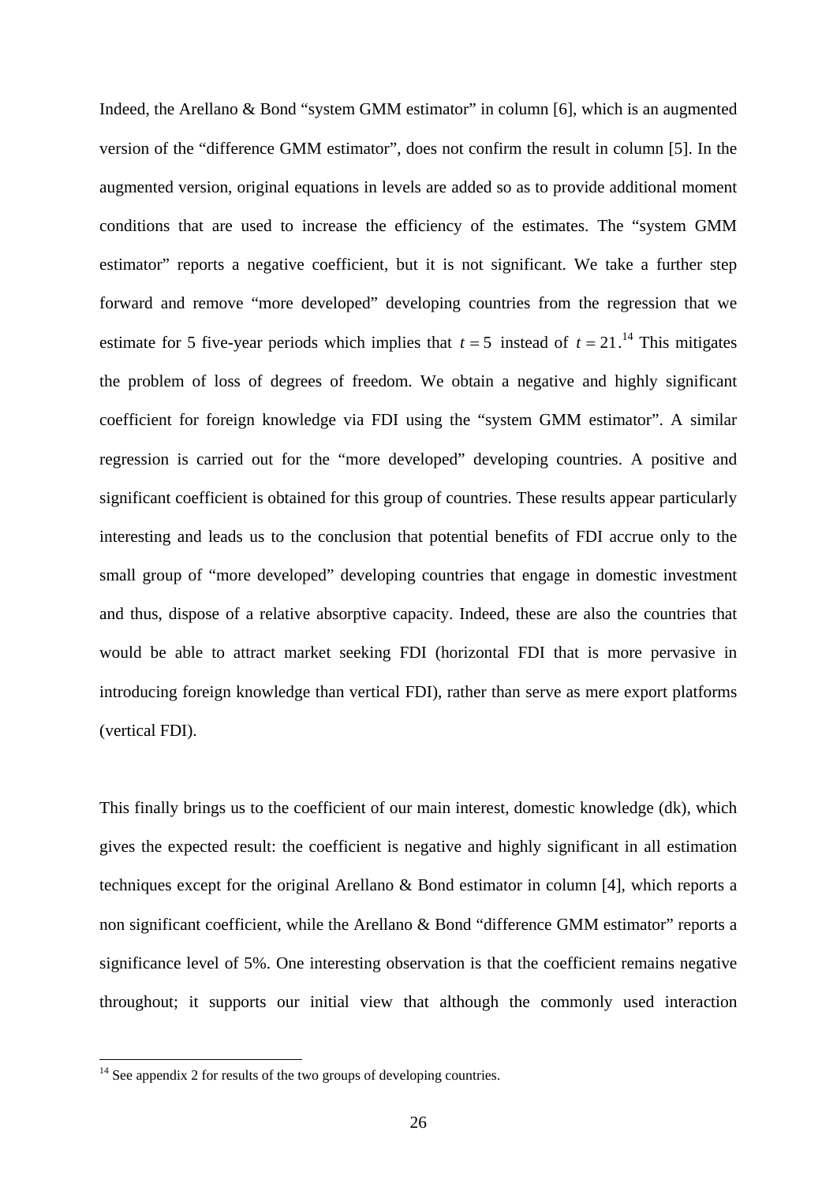Indeed, the Arellano & Bond "system GMM estimator" in column [6], which is an augmented version of the "difference GMM estimator", does not confirm the result in column [5]. In the augmented version, original equations in levels are added so as to provide additional moment conditions that are used to increase the efficiency of the estimates. The "system GMM estimator" reports a negative coefficient, but it is not significant. We take a further step forward and remove "more developed" developing countries from the regression that we estimate for 5 five-year periods which implies that $t = 5$ instead of $t = 21$.[14] This mitigates the problem of loss of degrees of freedom. We obtain a negative and highly significant coefficient for foreign knowledge via FDI using the "system GMM estimator". A similar regression is carried out for the "more developed" developing countries. A positive and significant coefficient is obtained for this group of countries. These results appear particularly interesting and leads us to the conclusion that potential benefits of FDI accrue only to the small group of "more developed" developing countries that engage in domestic investment and thus, dispose of a relative absorptive capacity. Indeed, these are also the countries that would be able to attract market seeking FDI (horizontal FDI that is more pervasive in introducing foreign knowledge than vertical FDI), rather than serve as mere export platforms (vertical FDI).

This finally brings us to the coefficient of our main interest, domestic knowledge (dk), which gives the expected result: the coefficient is negative and highly significant in all estimation techniques except for the original Arellano & Bond estimator in column [4], which reports a non significant coefficient, while the Arellano & Bond "difference GMM estimator" reports a significance level of 5%. One interesting observation is that the coefficient remains negative throughout; it supports our initial view that although the commonly used interaction

[14] See appendix 2 for results of the two groups of developing countries.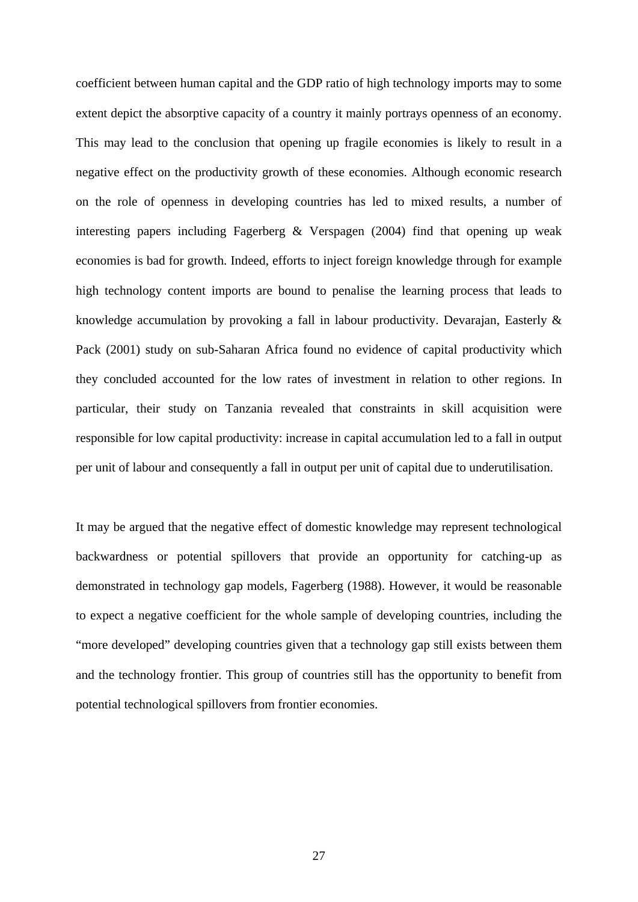coefficient between human capital and the GDP ratio of high technology imports may to some extent depict the absorptive capacity of a country it mainly portrays openness of an economy. This may lead to the conclusion that opening up fragile economies is likely to result in a negative effect on the productivity growth of these economies. Although economic research on the role of openness in developing countries has led to mixed results, a number of interesting papers including Fagerberg & Verspagen (2004) find that opening up weak economies is bad for growth. Indeed, efforts to inject foreign knowledge through for example high technology content imports are bound to penalise the learning process that leads to knowledge accumulation by provoking a fall in labour productivity. Devarajan, Easterly & Pack (2001) study on sub-Saharan Africa found no evidence of capital productivity which they concluded accounted for the low rates of investment in relation to other regions. In particular, their study on Tanzania revealed that constraints in skill acquisition were responsible for low capital productivity: increase in capital accumulation led to a fall in output per unit of labour and consequently a fall in output per unit of capital due to underutilisation.

It may be argued that the negative effect of domestic knowledge may represent technological backwardness or potential spillovers that provide an opportunity for catching-up as demonstrated in technology gap models, Fagerberg (1988). However, it would be reasonable to expect a negative coefficient for the whole sample of developing countries, including the "more developed" developing countries given that a technology gap still exists between them and the technology frontier. This group of countries still has the opportunity to benefit from potential technological spillovers from frontier economies.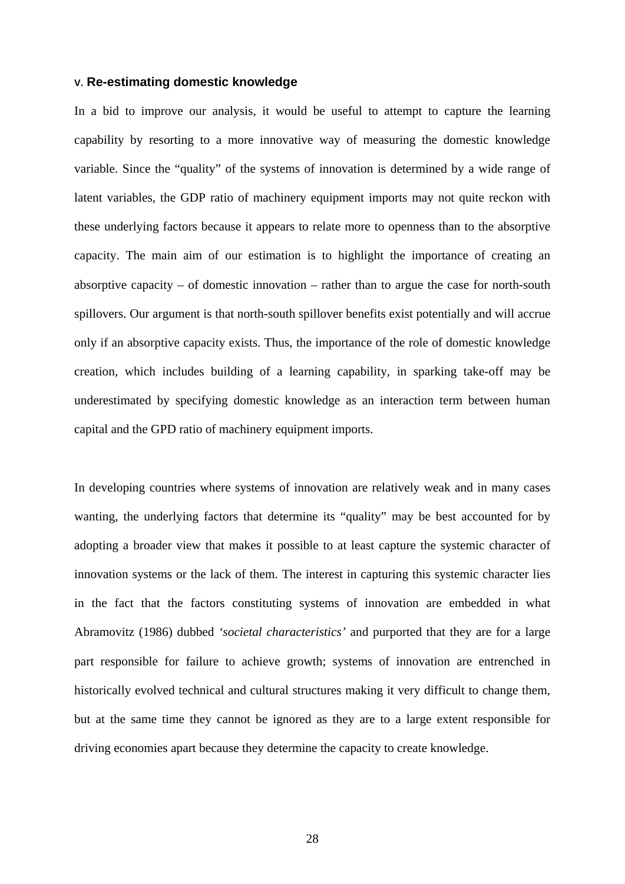## V. Re-estimating domestic knowledge

In a bid to improve our analysis, it would be useful to attempt to capture the learning capability by resorting to a more innovative way of measuring the domestic knowledge variable. Since the "quality" of the systems of innovation is determined by a wide range of latent variables, the GDP ratio of machinery equipment imports may not quite reckon with these underlying factors because it appears to relate more to openness than to the absorptive capacity. The main aim of our estimation is to highlight the importance of creating an absorptive capacity – of domestic innovation – rather than to argue the case for north-south spillovers. Our argument is that north-south spillover benefits exist potentially and will accrue only if an absorptive capacity exists. Thus, the importance of the role of domestic knowledge creation, which includes building of a learning capability, in sparking take-off may be underestimated by specifying domestic knowledge as an interaction term between human capital and the GPD ratio of machinery equipment imports.

In developing countries where systems of innovation are relatively weak and in many cases wanting, the underlying factors that determine its "quality" may be best accounted for by adopting a broader view that makes it possible to at least capture the systemic character of innovation systems or the lack of them. The interest in capturing this systemic character lies in the fact that the factors constituting systems of innovation are embedded in what Abramovitz (1986) dubbed *'societal characteristics'* and purported that they are for a large part responsible for failure to achieve growth; systems of innovation are entrenched in historically evolved technical and cultural structures making it very difficult to change them, but at the same time they cannot be ignored as they are to a large extent responsible for driving economies apart because they determine the capacity to create knowledge.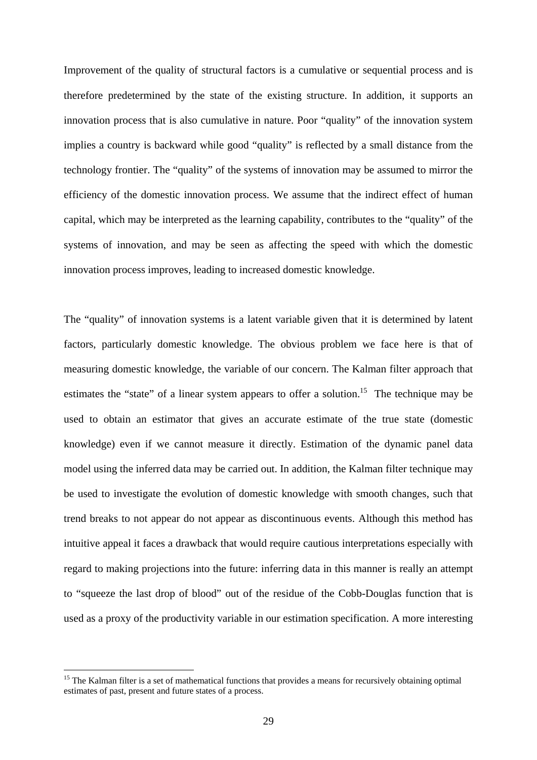Improvement of the quality of structural factors is a cumulative or sequential process and is therefore predetermined by the state of the existing structure. In addition, it supports an innovation process that is also cumulative in nature. Poor "quality" of the innovation system implies a country is backward while good "quality" is reflected by a small distance from the technology frontier. The "quality" of the systems of innovation may be assumed to mirror the efficiency of the domestic innovation process. We assume that the indirect effect of human capital, which may be interpreted as the learning capability, contributes to the "quality" of the systems of innovation, and may be seen as affecting the speed with which the domestic innovation process improves, leading to increased domestic knowledge.

The "quality" of innovation systems is a latent variable given that it is determined by latent factors, particularly domestic knowledge. The obvious problem we face here is that of measuring domestic knowledge, the variable of our concern. The Kalman filter approach that estimates the "state" of a linear system appears to offer a solution.[15] The technique may be used to obtain an estimator that gives an accurate estimate of the true state (domestic knowledge) even if we cannot measure it directly. Estimation of the dynamic panel data model using the inferred data may be carried out. In addition, the Kalman filter technique may be used to investigate the evolution of domestic knowledge with smooth changes, such that trend breaks to not appear do not appear as discontinuous events. Although this method has intuitive appeal it faces a drawback that would require cautious interpretations especially with regard to making projections into the future: inferring data in this manner is really an attempt to "squeeze the last drop of blood" out of the residue of the Cobb-Douglas function that is used as a proxy of the productivity variable in our estimation specification. A more interesting

[15] The Kalman filter is a set of mathematical functions that provides a means for recursively obtaining optimal estimates of past, present and future states of a process.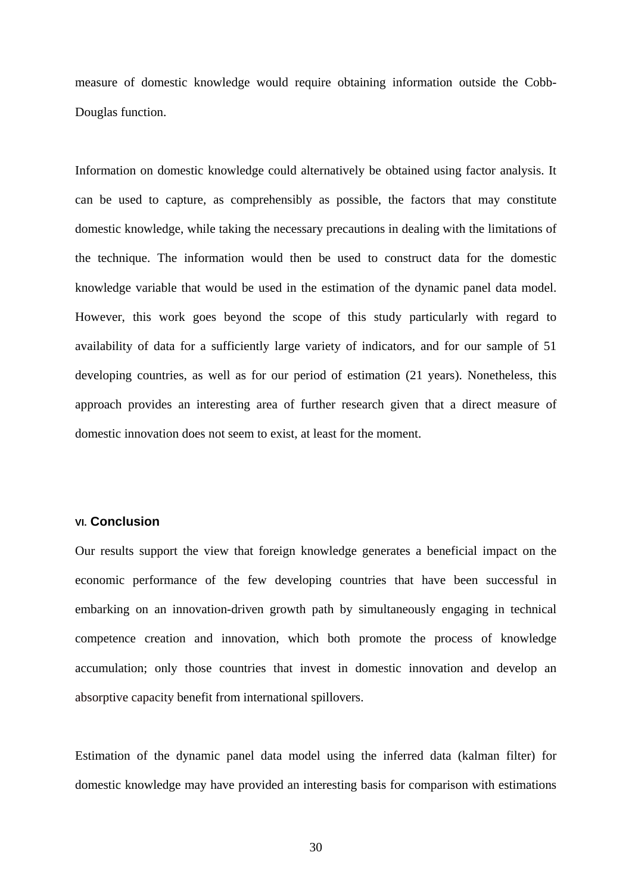measure of domestic knowledge would require obtaining information outside the Cobb-Douglas function.

Information on domestic knowledge could alternatively be obtained using factor analysis. It can be used to capture, as comprehensibly as possible, the factors that may constitute domestic knowledge, while taking the necessary precautions in dealing with the limitations of the technique. The information would then be used to construct data for the domestic knowledge variable that would be used in the estimation of the dynamic panel data model. However, this work goes beyond the scope of this study particularly with regard to availability of data for a sufficiently large variety of indicators, and for our sample of 51 developing countries, as well as for our period of estimation (21 years). Nonetheless, this approach provides an interesting area of further research given that a direct measure of domestic innovation does not seem to exist, at least for the moment.

## VI. Conclusion

Our results support the view that foreign knowledge generates a beneficial impact on the economic performance of the few developing countries that have been successful in embarking on an innovation-driven growth path by simultaneously engaging in technical competence creation and innovation, which both promote the process of knowledge accumulation; only those countries that invest in domestic innovation and develop an absorptive capacity benefit from international spillovers.

Estimation of the dynamic panel data model using the inferred data (kalman filter) for domestic knowledge may have provided an interesting basis for comparison with estimations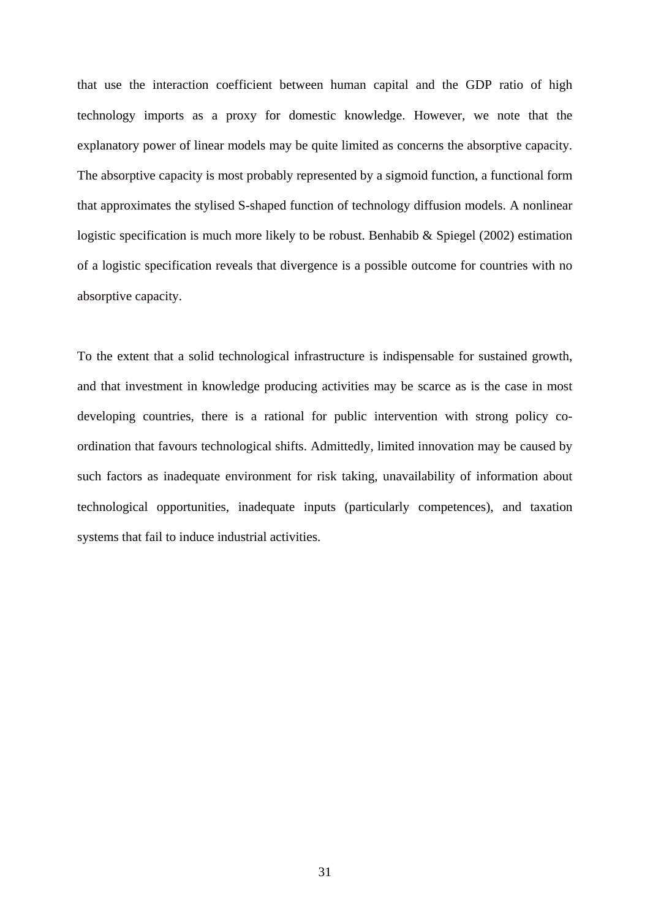that use the interaction coefficient between human capital and the GDP ratio of high technology imports as a proxy for domestic knowledge. However, we note that the explanatory power of linear models may be quite limited as concerns the absorptive capacity. The absorptive capacity is most probably represented by a sigmoid function, a functional form that approximates the stylised S-shaped function of technology diffusion models. A nonlinear logistic specification is much more likely to be robust. Benhabib & Spiegel (2002) estimation of a logistic specification reveals that divergence is a possible outcome for countries with no absorptive capacity.

To the extent that a solid technological infrastructure is indispensable for sustained growth, and that investment in knowledge producing activities may be scarce as is the case in most developing countries, there is a rational for public intervention with strong policy co-ordination that favours technological shifts. Admittedly, limited innovation may be caused by such factors as inadequate environment for risk taking, unavailability of information about technological opportunities, inadequate inputs (particularly competences), and taxation systems that fail to induce industrial activities.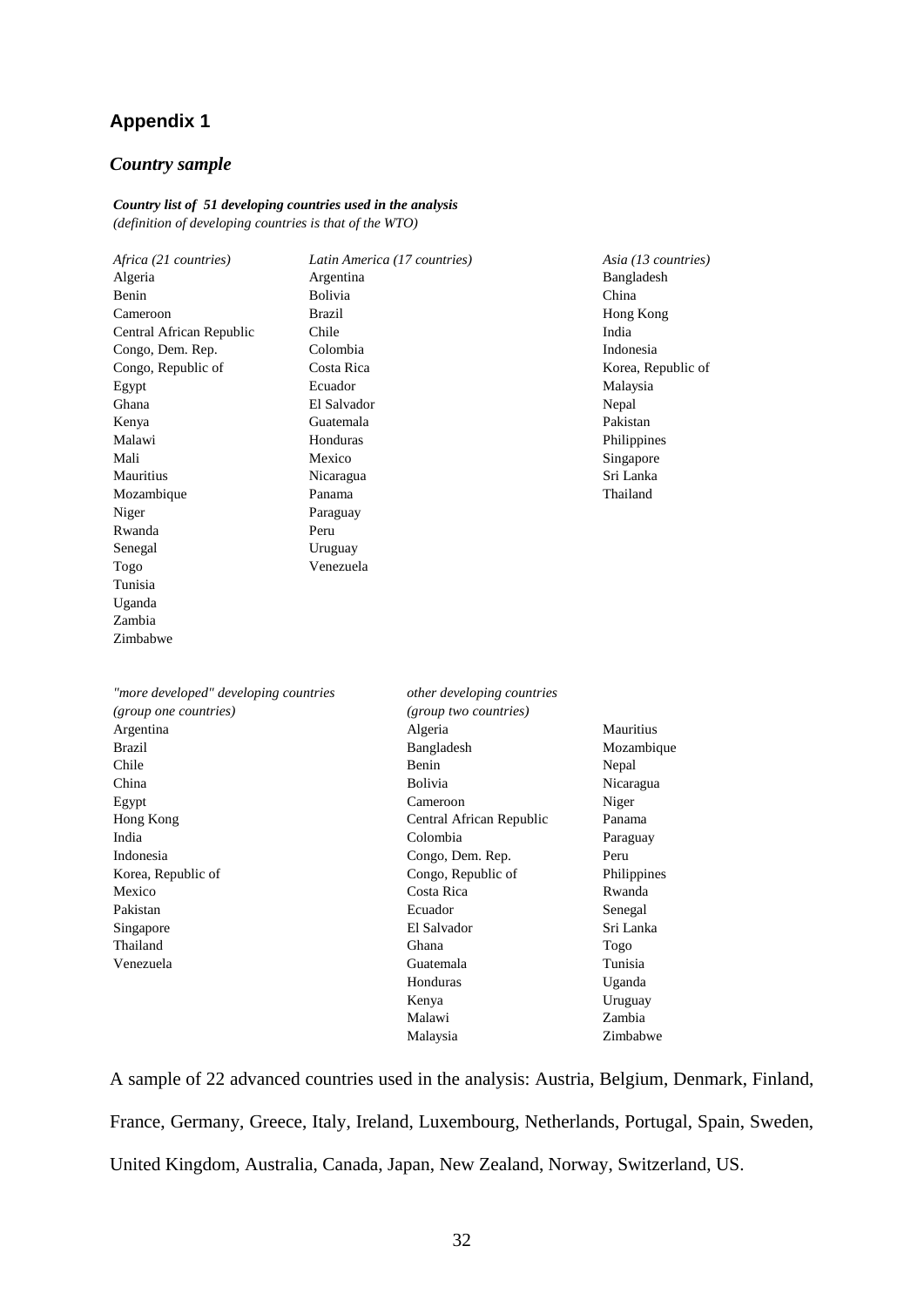## Appendix 1

### *Country sample*

***Country list of 51 developing countries used in the analysis***
*(definition of developing countries is that of the WTO)*

| *Africa (21 countries)* | *Latin America (17 countries)* | *Asia (13 countries)* |
|---|---|---|
| Algeria | Argentina | Bangladesh |
| Benin | Bolivia | China |
| Cameroon | Brazil | Hong Kong |
| Central African Republic | Chile | India |
| Congo, Dem. Rep. | Colombia | Indonesia |
| Congo, Republic of | Costa Rica | Korea, Republic of |
| Egypt | Ecuador | Malaysia |
| Ghana | El Salvador | Nepal |
| Kenya | Guatemala | Pakistan |
| Malawi | Honduras | Philippines |
| Mali | Mexico | Singapore |
| Mauritius | Nicaragua | Sri Lanka |
| Mozambique | Panama | Thailand |
| Niger | Paraguay | |
| Rwanda | Peru | |
| Senegal | Uruguay | |
| Togo | Venezuela | |
| Tunisia | | |
| Uganda | | |
| Zambia | | |
| Zimbabwe | | |

| *"more developed" developing countries (group one countries)* | *other developing countries (group two countries)* | |
|---|---|---|
| Argentina | Algeria | Mauritius |
| Brazil | Bangladesh | Mozambique |
| Chile | Benin | Nepal |
| China | Bolivia | Nicaragua |
| Egypt | Cameroon | Niger |
| Hong Kong | Central African Republic | Panama |
| India | Colombia | Paraguay |
| Indonesia | Congo, Dem. Rep. | Peru |
| Korea, Republic of | Congo, Republic of | Philippines |
| Mexico | Costa Rica | Rwanda |
| Pakistan | Ecuador | Senegal |
| Singapore | El Salvador | Sri Lanka |
| Thailand | Ghana | Togo |
| Venezuela | Guatemala | Tunisia |
| | Honduras | Uganda |
| | Kenya | Uruguay |
| | Malawi | Zambia |
| | Malaysia | Zimbabwe |

A sample of 22 advanced countries used in the analysis: Austria, Belgium, Denmark, Finland, France, Germany, Greece, Italy, Ireland, Luxembourg, Netherlands, Portugal, Spain, Sweden, United Kingdom, Australia, Canada, Japan, New Zealand, Norway, Switzerland, US.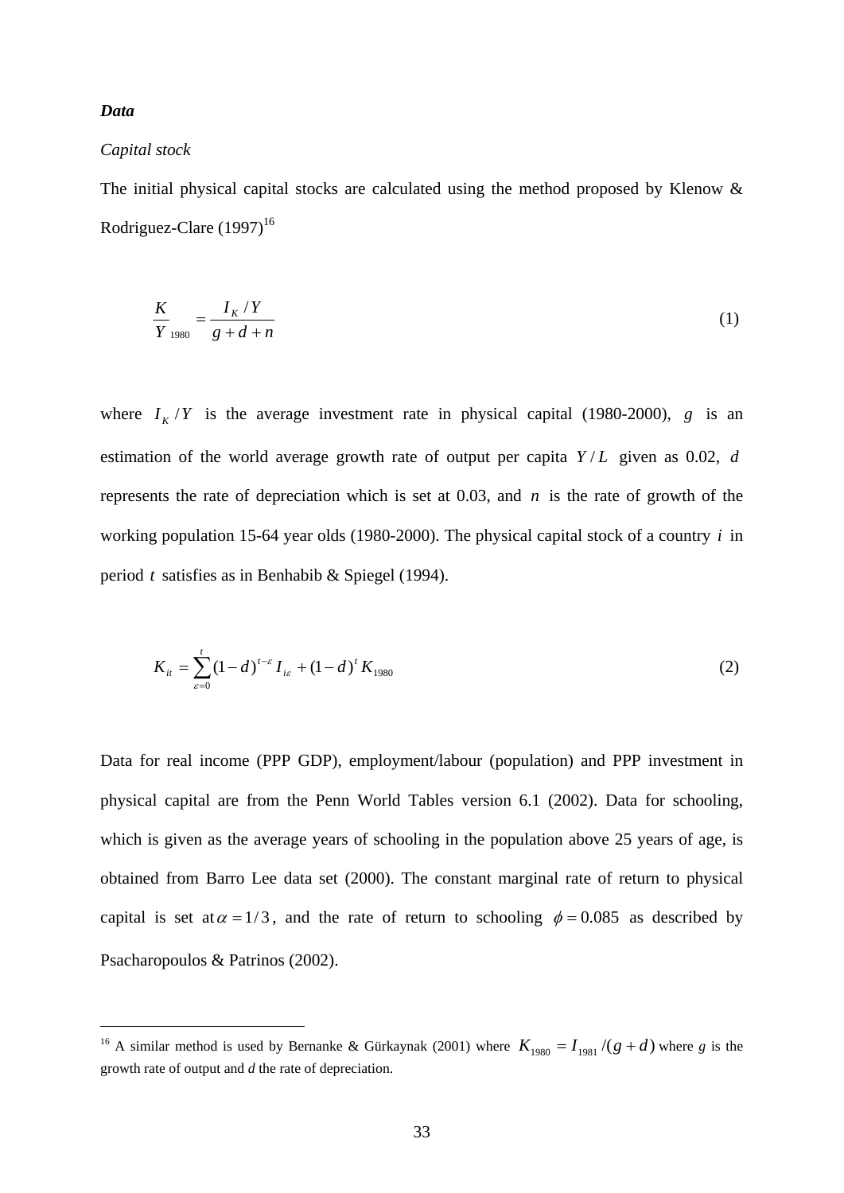***Data***

*Capital stock*

The initial physical capital stocks are calculated using the method proposed by Klenow & Rodriguez-Clare (1997)[16]

$$\frac{K}{Y}_{1980} = \frac{I_K / Y}{g + d + n} \tag{1}$$

where $I_K / Y$ is the average investment rate in physical capital (1980-2000), $g$ is an estimation of the world average growth rate of output per capita $Y / L$ given as 0.02, $d$ represents the rate of depreciation which is set at 0.03, and $n$ is the rate of growth of the working population 15-64 year olds (1980-2000). The physical capital stock of a country $i$ in period $t$ satisfies as in Benhabib & Spiegel (1994).

$$K_{it} = \sum_{\varepsilon=0}^{t} (1-d)^{t-\varepsilon} I_{i\varepsilon} + (1-d)^t K_{1980} \tag{2}$$

Data for real income (PPP GDP), employment/labour (population) and PPP investment in physical capital are from the Penn World Tables version 6.1 (2002). Data for schooling, which is given as the average years of schooling in the population above 25 years of age, is obtained from Barro Lee data set (2000). The constant marginal rate of return to physical capital is set at $\alpha = 1/3$, and the rate of return to schooling $\phi = 0.085$ as described by Psacharopoulos & Patrinos (2002).

---

[16] A similar method is used by Bernanke & Gürkaynak (2001) where $K_{1980} = I_{1981} /(g + d)$ where *g* is the growth rate of output and *d* the rate of depreciation.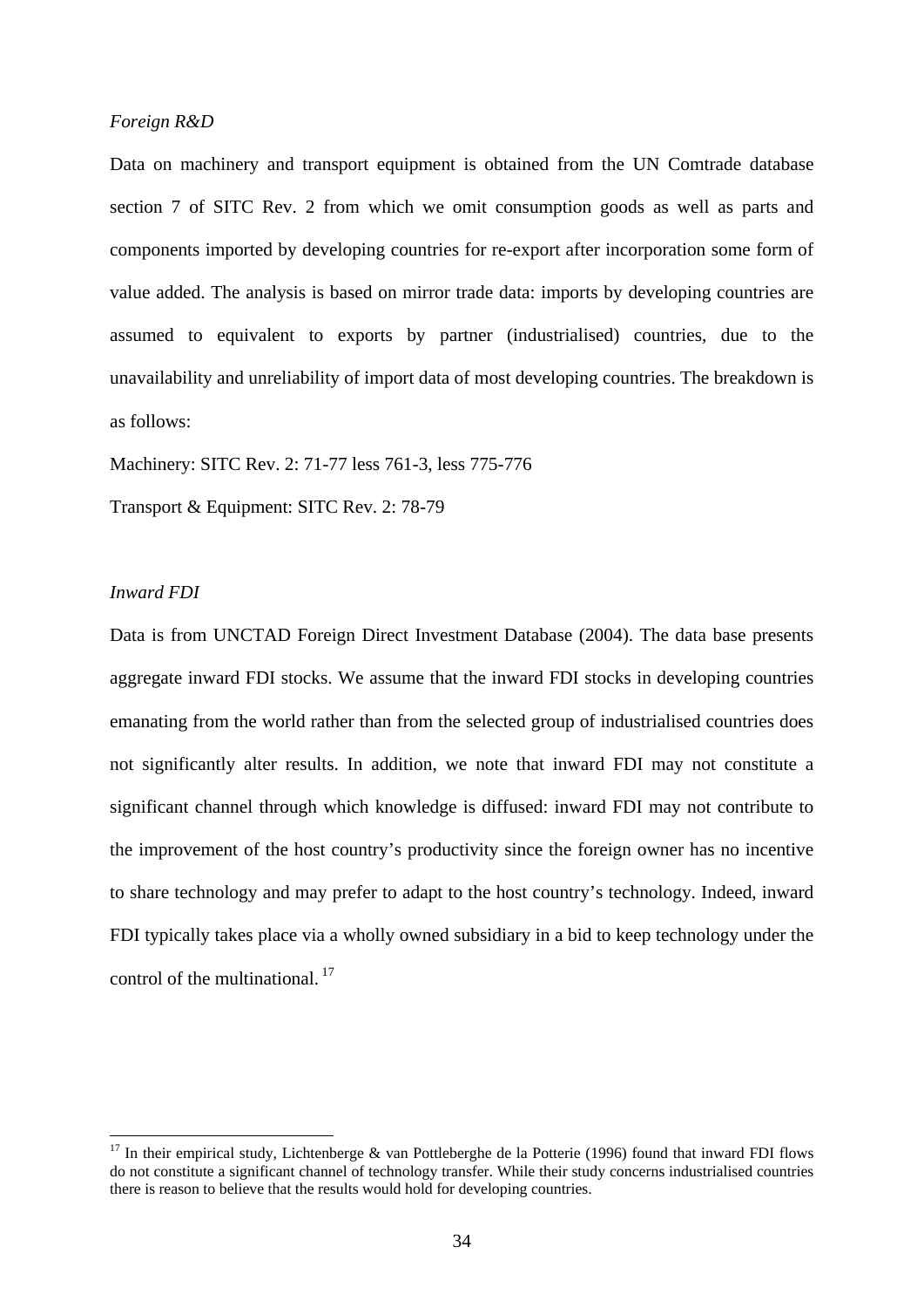*Foreign R&D*

Data on machinery and transport equipment is obtained from the UN Comtrade database section 7 of SITC Rev. 2 from which we omit consumption goods as well as parts and components imported by developing countries for re-export after incorporation some form of value added. The analysis is based on mirror trade data: imports by developing countries are assumed to equivalent to exports by partner (industrialised) countries, due to the unavailability and unreliability of import data of most developing countries. The breakdown is as follows:

Machinery: SITC Rev. 2: 71-77 less 761-3, less 775-776

Transport & Equipment: SITC Rev. 2: 78-79

*Inward FDI*

Data is from UNCTAD Foreign Direct Investment Database (2004). The data base presents aggregate inward FDI stocks. We assume that the inward FDI stocks in developing countries emanating from the world rather than from the selected group of industrialised countries does not significantly alter results. In addition, we note that inward FDI may not constitute a significant channel through which knowledge is diffused: inward FDI may not contribute to the improvement of the host country's productivity since the foreign owner has no incentive to share technology and may prefer to adapt to the host country's technology. Indeed, inward FDI typically takes place via a wholly owned subsidiary in a bid to keep technology under the control of the multinational. [17]

---

[17] In their empirical study, Lichtenberge & van Pottleberghe de la Potterie (1996) found that inward FDI flows do not constitute a significant channel of technology transfer. While their study concerns industrialised countries there is reason to believe that the results would hold for developing countries.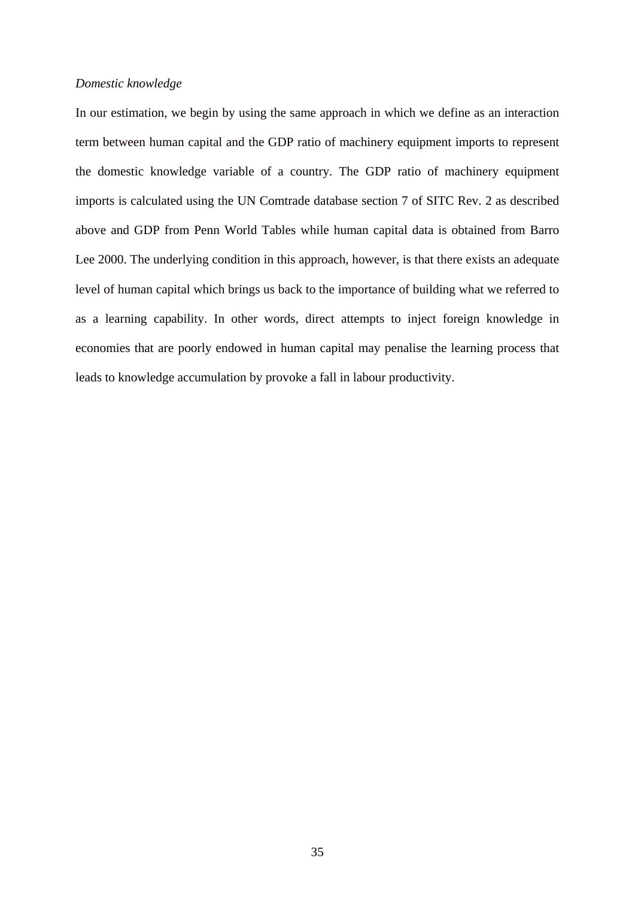*Domestic knowledge*

In our estimation, we begin by using the same approach in which we define as an interaction term between human capital and the GDP ratio of machinery equipment imports to represent the domestic knowledge variable of a country. The GDP ratio of machinery equipment imports is calculated using the UN Comtrade database section 7 of SITC Rev. 2 as described above and GDP from Penn World Tables while human capital data is obtained from Barro Lee 2000. The underlying condition in this approach, however, is that there exists an adequate level of human capital which brings us back to the importance of building what we referred to as a learning capability. In other words, direct attempts to inject foreign knowledge in economies that are poorly endowed in human capital may penalise the learning process that leads to knowledge accumulation by provoke a fall in labour productivity.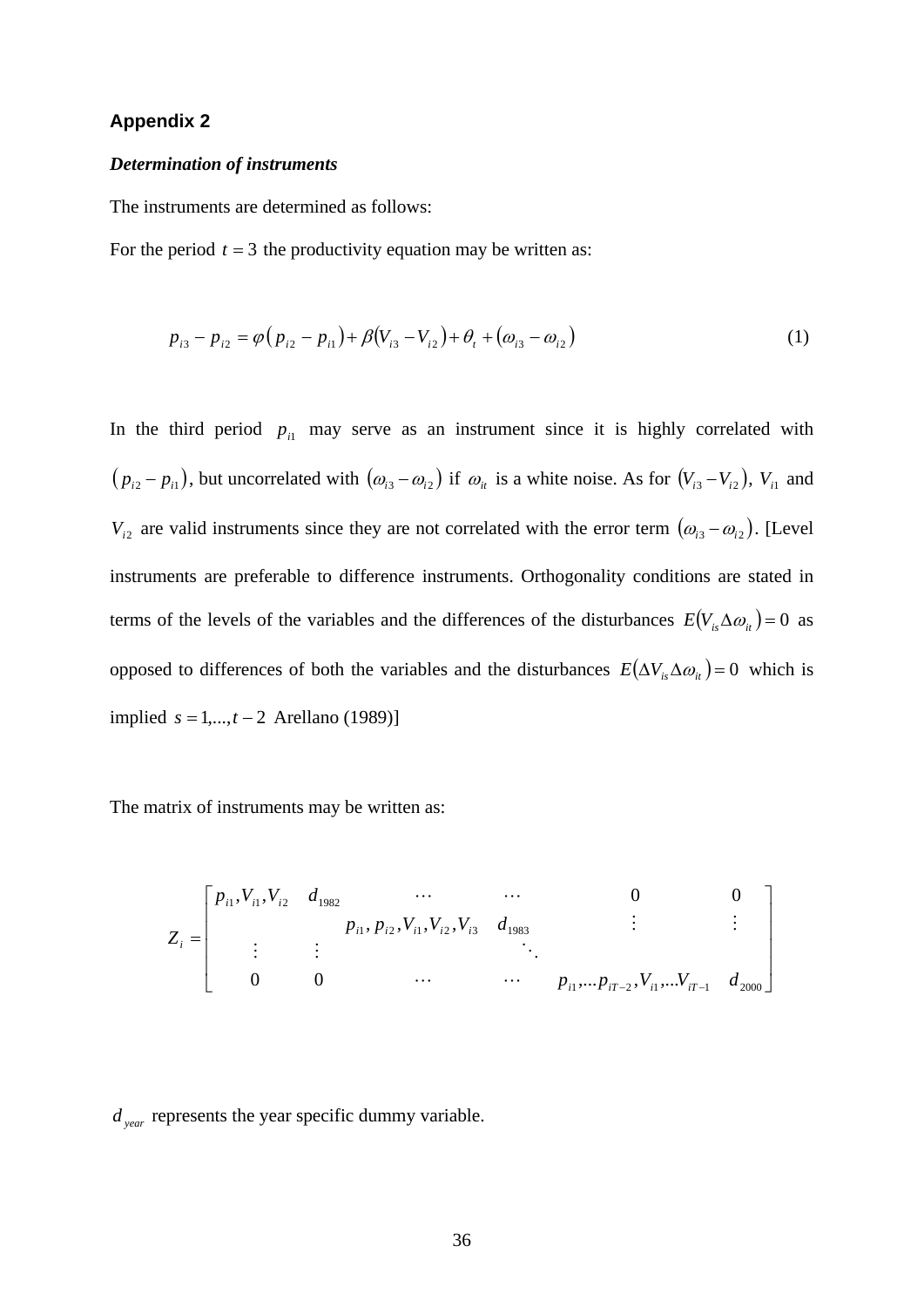## Appendix 2

### *Determination of instruments*

The instruments are determined as follows:

For the period $t = 3$ the productivity equation may be written as:

$$p_{i3} - p_{i2} = \varphi\left(p_{i2} - p_{i1}\right) + \beta\left(V_{i3} - V_{i2}\right) + \theta_t + \left(\omega_{i3} - \omega_{i2}\right) \tag{1}$$

In the third period $p_{i1}$ may serve as an instrument since it is highly correlated with $\left(p_{i2} - p_{i1}\right)$, but uncorrelated with $\left(\omega_{i3} - \omega_{i2}\right)$ if $\omega_{it}$ is a white noise. As for $\left(V_{i3} - V_{i2}\right)$, $V_{i1}$ and $V_{i2}$ are valid instruments since they are not correlated with the error term $\left(\omega_{i3} - \omega_{i2}\right)$. [Level instruments are preferable to difference instruments. Orthogonality conditions are stated in terms of the levels of the variables and the differences of the disturbances $E\left(V_{is}\Delta\omega_{it}\right) = 0$ as opposed to differences of both the variables and the disturbances $E\left(\Delta V_{is}\Delta\omega_{it}\right) = 0$ which is implied $s = 1,...,t-2$ Arellano (1989)]

The matrix of instruments may be written as:

$$Z_i = \begin{bmatrix} p_{i1}, V_{i1}, V_{i2} \quad d_{1982} & & \cdots & \cdots & 0 & 0 \\ & & p_{i1}, p_{i2}, V_{i1}, V_{i2}, V_{i3} \quad d_{1983} & & \vdots & \vdots \\ \vdots & \vdots & & \ddots & & \\ 0 & 0 & \cdots & \cdots & p_{i1},...p_{iT-2}, V_{i1},...V_{iT-1} & d_{2000} \end{bmatrix}$$

$d_{year}$ represents the year specific dummy variable.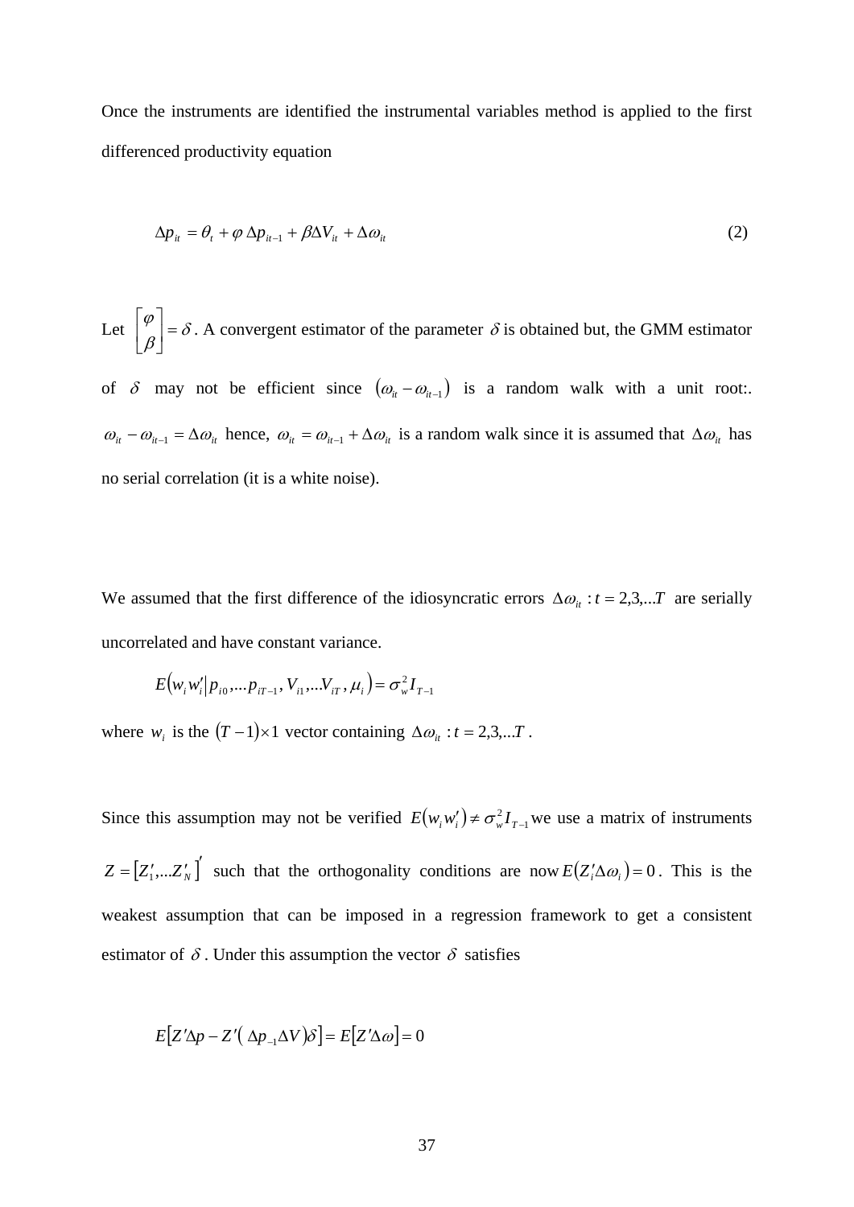Once the instruments are identified the instrumental variables method is applied to the first differenced productivity equation

$$\Delta p_{it} = \theta_t + \varphi\, \Delta p_{it-1} + \beta \Delta V_{it} + \Delta\omega_{it} \tag{2}$$

Let $\begin{bmatrix} \varphi \\ \beta \end{bmatrix} = \delta$. A convergent estimator of the parameter $\delta$ is obtained but, the GMM estimator of $\delta$ may not be efficient since $(\omega_{it} - \omega_{it-1})$ is a random walk with a unit root:. $\omega_{it} - \omega_{it-1} = \Delta\omega_{it}$ hence, $\omega_{it} = \omega_{it-1} + \Delta\omega_{it}$ is a random walk since it is assumed that $\Delta\omega_{it}$ has no serial correlation (it is a white noise).

We assumed that the first difference of the idiosyncratic errors $\Delta\omega_{it} : t = 2,3,...T$ are serially uncorrelated and have constant variance.

$$E\left(w_i w_i' \middle| p_{i0},...p_{iT-1}, V_{i1},...V_{iT}, \mu_i\right) = \sigma_w^2 I_{T-1}$$

where $w_i$ is the $(T-1)\times 1$ vector containing $\Delta\omega_{it} : t = 2,3,...T$ .

Since this assumption may not be verified $E(w_i w_i') \neq \sigma_w^2 I_{T-1}$ we use a matrix of instruments $Z = [Z_1',...Z_N']'$ such that the orthogonality conditions are now $E(Z_i'\Delta\omega_i) = 0$. This is the weakest assumption that can be imposed in a regression framework to get a consistent estimator of $\delta$. Under this assumption the vector $\delta$ satisfies

$$E\left[Z'\Delta p - Z'\left(\Delta p_{-1} \Delta V\right)\delta\right] = E\left[Z'\Delta\omega\right] = 0$$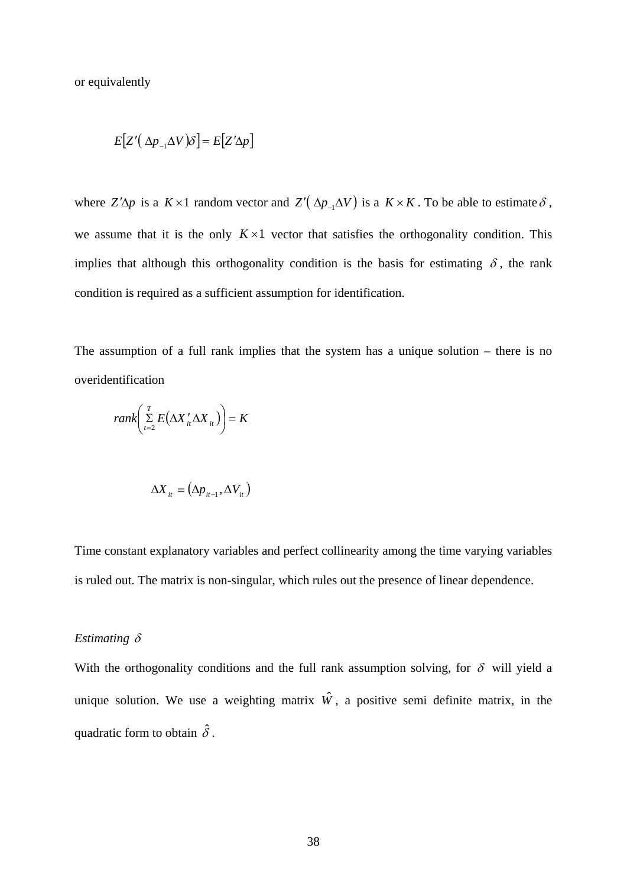or equivalently

$$E[Z'(\Delta p_{-1}\Delta V)\delta] = E[Z'\Delta p]$$

where $Z'\Delta p$ is a $K \times 1$ random vector and $Z'(\Delta p_{-1}\Delta V)$ is a $K \times K$. To be able to estimate $\delta$, we assume that it is the only $K \times 1$ vector that satisfies the orthogonality condition. This implies that although this orthogonality condition is the basis for estimating $\delta$, the rank condition is required as a sufficient assumption for identification.

The assumption of a full rank implies that the system has a unique solution – there is no overidentification

$$rank\left(\sum_{t=2}^{T} E(\Delta X'_{it}\Delta X_{it})\right) = K$$

$$\Delta X_{it} \equiv (\Delta p_{it-1}, \Delta V_{it})$$

Time constant explanatory variables and perfect collinearity among the time varying variables is ruled out. The matrix is non-singular, which rules out the presence of linear dependence.

*Estimating $\delta$*

With the orthogonality conditions and the full rank assumption solving, for $\delta$ will yield a unique solution. We use a weighting matrix $\hat{W}$, a positive semi definite matrix, in the quadratic form to obtain $\hat{\delta}$.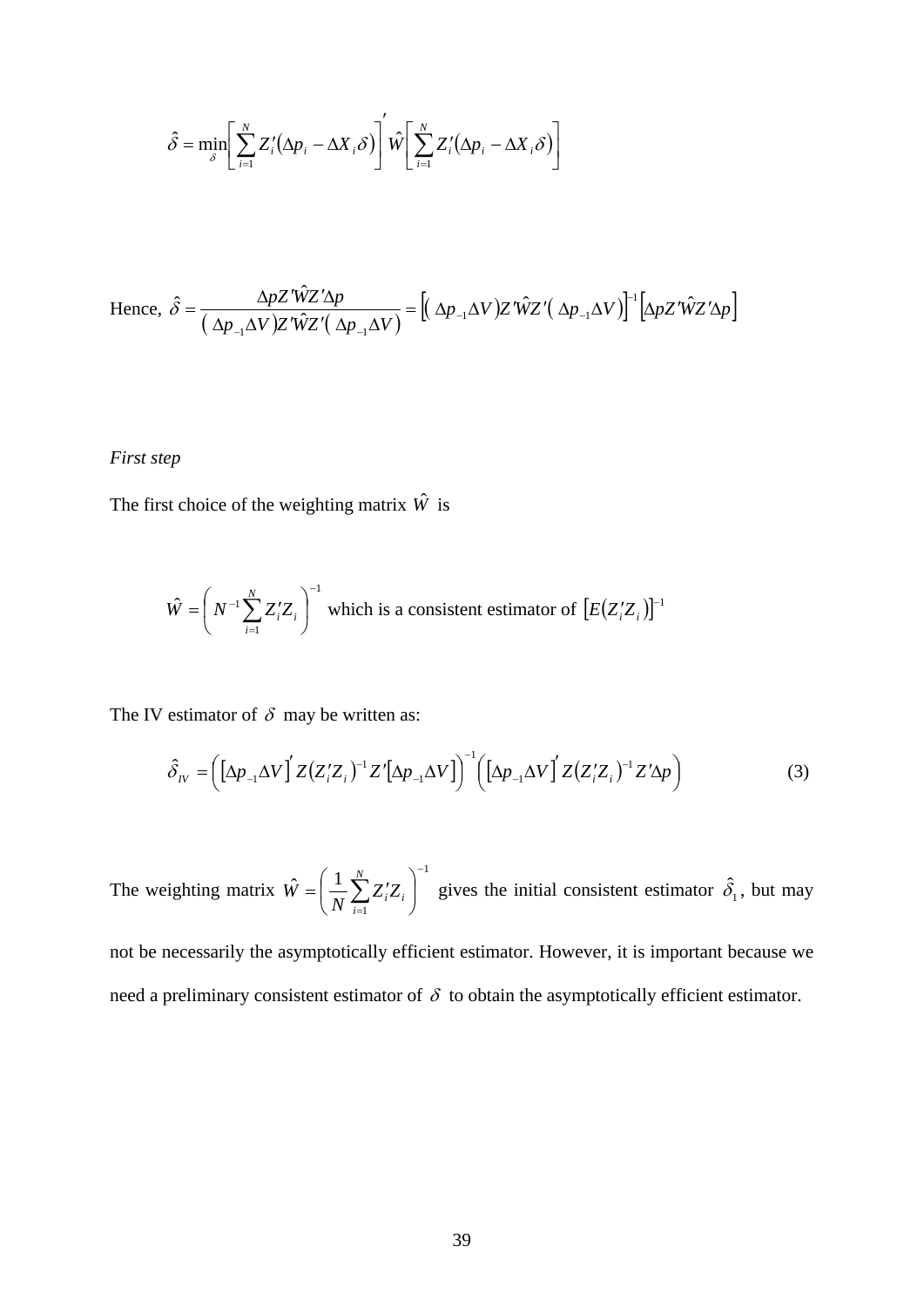$$\hat{\delta} = \min_{\delta}\left[\sum_{i=1}^{N} Z_i'\left(\Delta p_i - \Delta X_i \delta\right)\right]' \hat{W}\left[\sum_{i=1}^{N} Z_i'\left(\Delta p_i - \Delta X_i \delta\right)\right]$$

Hence, $\hat{\delta} = \dfrac{\Delta p Z' \hat{W} Z' \Delta p}{\left( \Delta p_{-1} \Delta V\right) Z' \hat{W} Z' \left( \Delta p_{-1} \Delta V\right)} = \left[\left( \Delta p_{-1} \Delta V\right) Z' \hat{W} Z' \left( \Delta p_{-1} \Delta V\right)\right]^{-1} \left[\Delta p Z' \hat{W} Z' \Delta p\right]$

*First step*

The first choice of the weighting matrix $\hat{W}$ is

$\hat{W} = \left( N^{-1} \sum_{i=1}^{N} Z_i' Z_i \right)^{-1}$ which is a consistent estimator of $\left[E\left(Z_i' Z_i\right)\right]^{-1}$

The IV estimator of $\delta$ may be written as:

$$\hat{\delta}_{IV} = \left(\left[\Delta p_{-1} \Delta V\right]' Z \left(Z_i' Z_i\right)^{-1} Z' \left[\Delta p_{-1} \Delta V\right]\right)^{-1} \left(\left[\Delta p_{-1} \Delta V\right]' Z \left(Z_i' Z_i\right)^{-1} Z' \Delta p\right) \tag{3}$$

The weighting matrix $\hat{W} = \left( \frac{1}{N} \sum_{i=1}^{N} Z_i' Z_i \right)^{-1}$ gives the initial consistent estimator $\hat{\delta}_1$, but may not be necessarily the asymptotically efficient estimator. However, it is important because we need a preliminary consistent estimator of $\delta$ to obtain the asymptotically efficient estimator.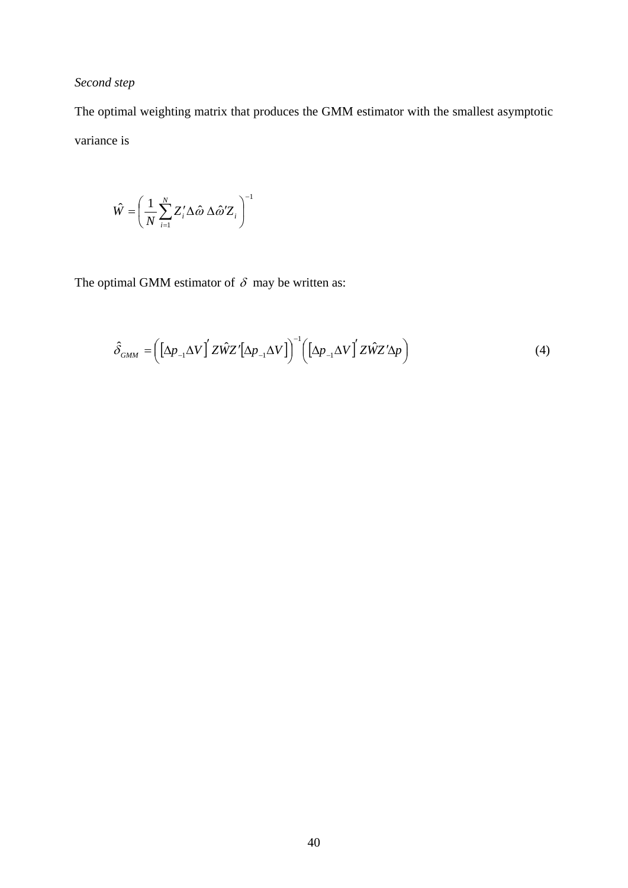*Second step*

The optimal weighting matrix that produces the GMM estimator with the smallest asymptotic variance is

$$\hat{W} = \left( \frac{1}{N} \sum_{i=1}^{N} Z_i' \Delta \hat{\omega} \, \Delta \hat{\omega}' Z_i \right)^{-1}$$

The optimal GMM estimator of $\delta$ may be written as:

$$\hat{\delta}_{GMM} = \left( \left[ \Delta p_{-1} \Delta V \right]' Z \hat{W} Z' \left[ \Delta p_{-1} \Delta V \right] \right)^{-1} \left( \left[ \Delta p_{-1} \Delta V \right]' Z \hat{W} Z' \Delta p \right) \tag{4}$$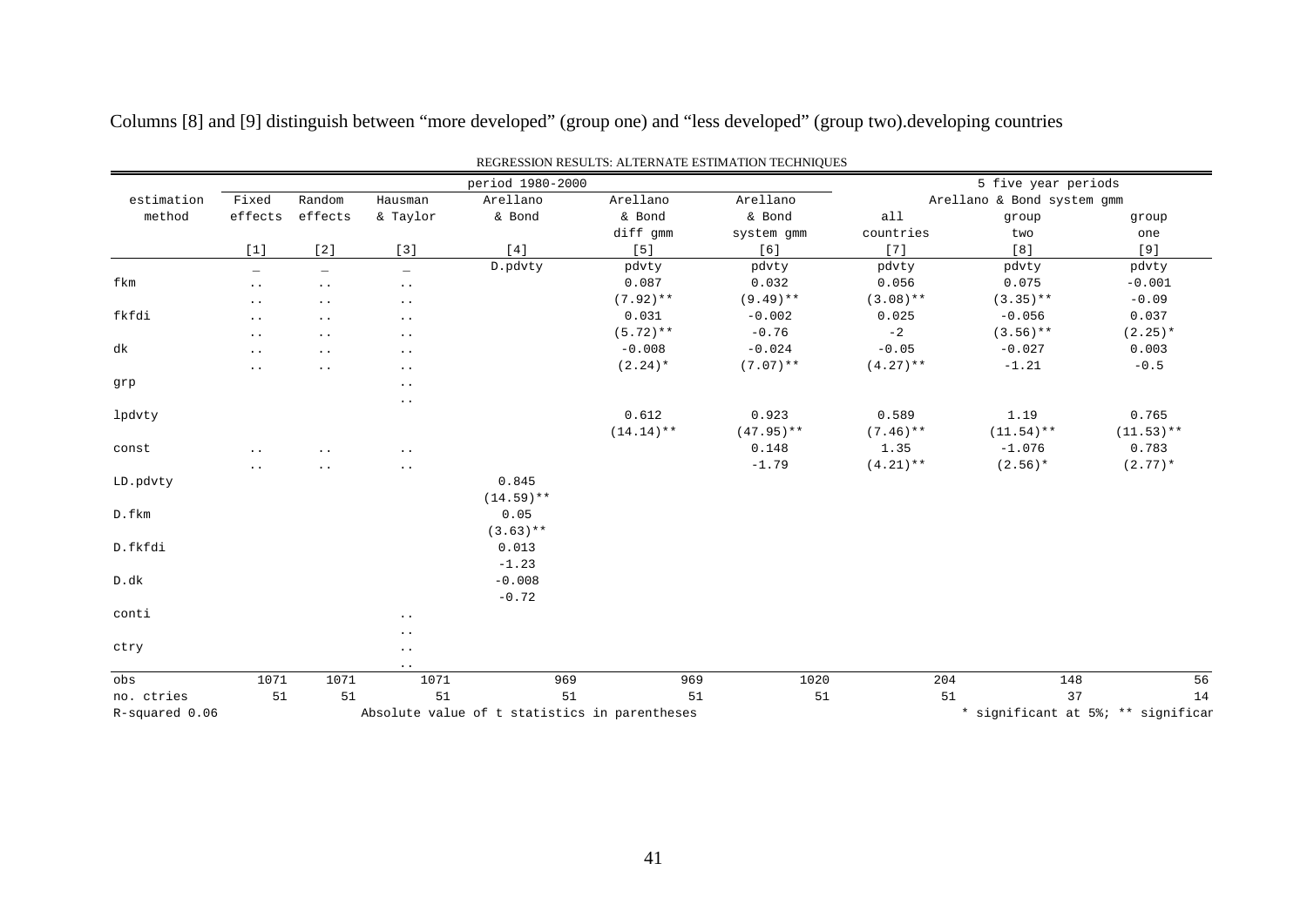Columns [8] and [9] distinguish between "more developed" (group one) and "less developed" (group two).developing countries

REGRESSION RESULTS: ALTERNATE ESTIMATION TECHNIQUES

| | | | | period 1980-2000 | | | 5 five year periods | | |
|---|---|---|---|---|---|---|---|---|---|
| estimation | Fixed | Random | Hausman | Arellano | Arellano | Arellano | Arellano & Bond system gmm | | |
| method | effects | effects | & Taylor | & Bond | & Bond | & Bond | all | group | group |
| | | | | | diff gmm | system gmm | countries | two | one |
| | [1] | [2] | [3] | [4] | [5] | [6] | [7] | [8] | [9] |
| | _ | _ | _ | D.pdvty | pdvty | pdvty | pdvty | pdvty | pdvty |
| fkm | .. | .. | .. | | 0.087 | 0.032 | 0.056 | 0.075 | -0.001 |
| | .. | .. | .. | | (7.92)** | (9.49)** | (3.08)** | (3.35)** | -0.09 |
| fkfdi | .. | .. | .. | | 0.031 | -0.002 | 0.025 | -0.056 | 0.037 |
| | .. | .. | .. | | (5.72)** | -0.76 | -2 | (3.56)** | (2.25)* |
| dk | .. | .. | .. | | -0.008 | -0.024 | -0.05 | -0.027 | 0.003 |
| | .. | .. | .. | | (2.24)* | (7.07)** | (4.27)** | -1.21 | -0.5 |
| grp | | | .. | | | | | | |
| | | | .. | | | | | | |
| lpdvty | | | | | 0.612 | 0.923 | 0.589 | 1.19 | 0.765 |
| | | | | | (14.14)** | (47.95)** | (7.46)** | (11.54)** | (11.53)** |
| const | .. | .. | .. | | | 0.148 | 1.35 | -1.076 | 0.783 |
| | .. | .. | .. | | | -1.79 | (4.21)** | (2.56)* | (2.77)* |
| LD.pdvty | | | | 0.845 | | | | | |
| | | | | (14.59)** | | | | | |
| D.fkm | | | | 0.05 | | | | | |
| | | | | (3.63)** | | | | | |
| D.fkfdi | | | | 0.013 | | | | | |
| | | | | -1.23 | | | | | |
| D.dk | | | | -0.008 | | | | | |
| | | | | -0.72 | | | | | |
| conti | | | .. | | | | | | |
| | | | .. | | | | | | |
| ctry | | | .. | | | | | | |
| | | | .. | | | | | | |
| obs | 1071 | 1071 | 1071 | 969 | 969 | 1020 | 204 | 148 | 56 |
| no. ctries | 51 | 51 | 51 | 51 | 51 | 51 | 51 | 37 | 14 |

R-squared 0.06

Absolute value of t statistics in parentheses

* significant at 5%; ** significar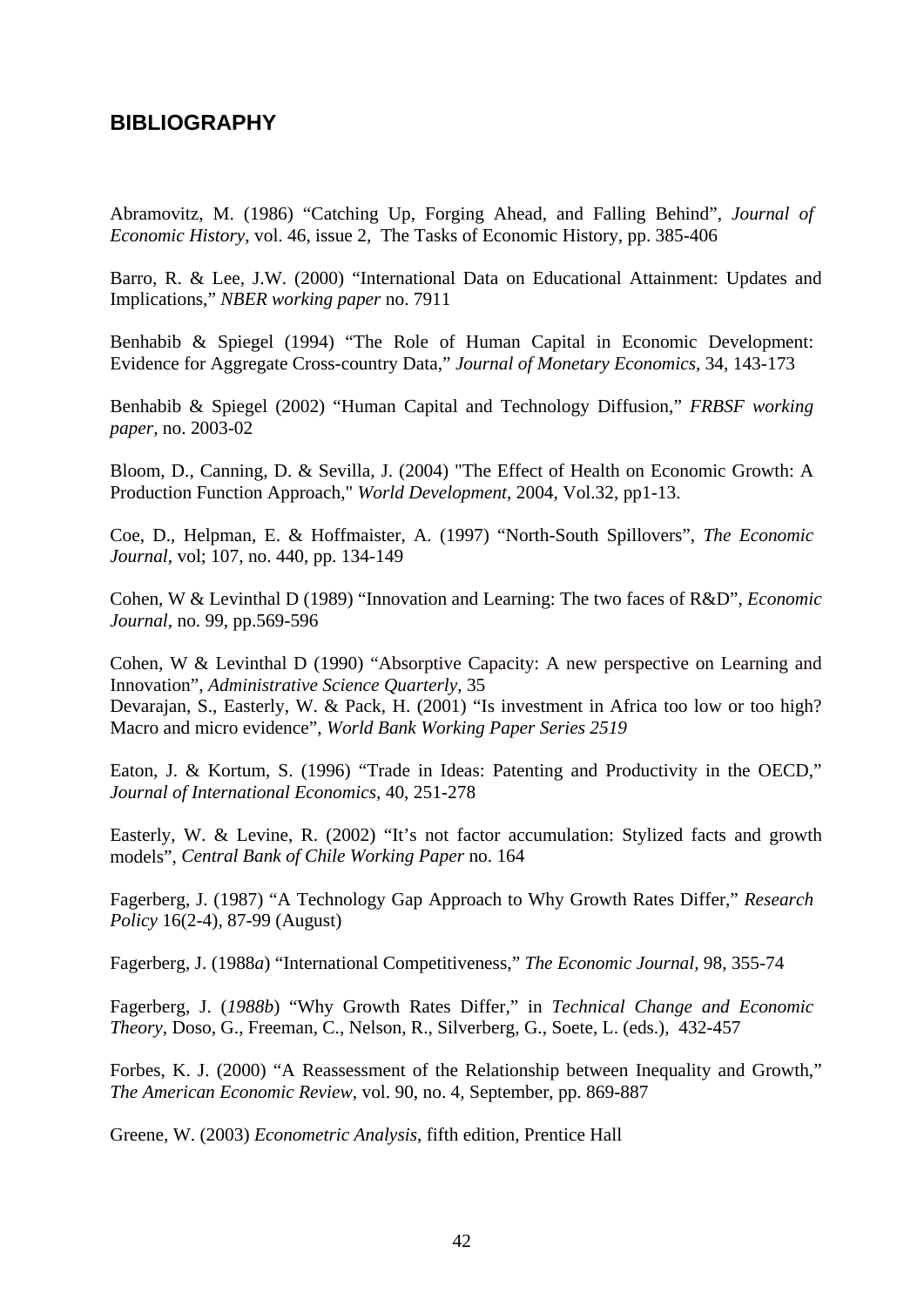## BIBLIOGRAPHY

Abramovitz, M. (1986) "Catching Up, Forging Ahead, and Falling Behind", *Journal of Economic History*, vol. 46, issue 2, The Tasks of Economic History, pp. 385-406

Barro, R. & Lee, J.W. (2000) "International Data on Educational Attainment: Updates and Implications," *NBER working paper* no. 7911

Benhabib & Spiegel (1994) "The Role of Human Capital in Economic Development: Evidence for Aggregate Cross-country Data," *Journal of Monetary Economics*, 34, 143-173

Benhabib & Spiegel (2002) "Human Capital and Technology Diffusion," *FRBSF working paper*, no. 2003-02

Bloom, D., Canning, D. & Sevilla, J. (2004) "The Effect of Health on Economic Growth: A Production Function Approach," *World Development*, 2004, Vol.32, pp1-13.

Coe, D., Helpman, E. & Hoffmaister, A. (1997) "North-South Spillovers", *The Economic Journal*, vol; 107, no. 440, pp. 134-149

Cohen, W & Levinthal D (1989) "Innovation and Learning: The two faces of R&D", *Economic Journal*, no. 99, pp.569-596

Cohen, W & Levinthal D (1990) "Absorptive Capacity: A new perspective on Learning and Innovation", *Administrative Science Quarterly*, 35

Devarajan, S., Easterly, W. & Pack, H. (2001) "Is investment in Africa too low or too high? Macro and micro evidence", *World Bank Working Paper Series 2519*

Eaton, J. & Kortum, S. (1996) "Trade in Ideas: Patenting and Productivity in the OECD," *Journal of International Economics*, 40, 251-278

Easterly, W. & Levine, R. (2002) "It's not factor accumulation: Stylized facts and growth models", *Central Bank of Chile Working Paper* no. 164

Fagerberg, J. (1987) "A Technology Gap Approach to Why Growth Rates Differ," *Research Policy* 16(2-4), 87-99 (August)

Fagerberg, J. (1988*a*) "International Competitiveness," *The Economic Journal*, 98, 355-74

Fagerberg, J. (*1988b*) "Why Growth Rates Differ," in *Technical Change and Economic Theory*, Doso, G., Freeman, C., Nelson, R., Silverberg, G., Soete, L. (eds.), 432-457

Forbes, K. J. (2000) "A Reassessment of the Relationship between Inequality and Growth," *The American Economic Review*, vol. 90, no. 4, September, pp. 869-887

Greene, W. (2003) *Econometric Analysis*, fifth edition, Prentice Hall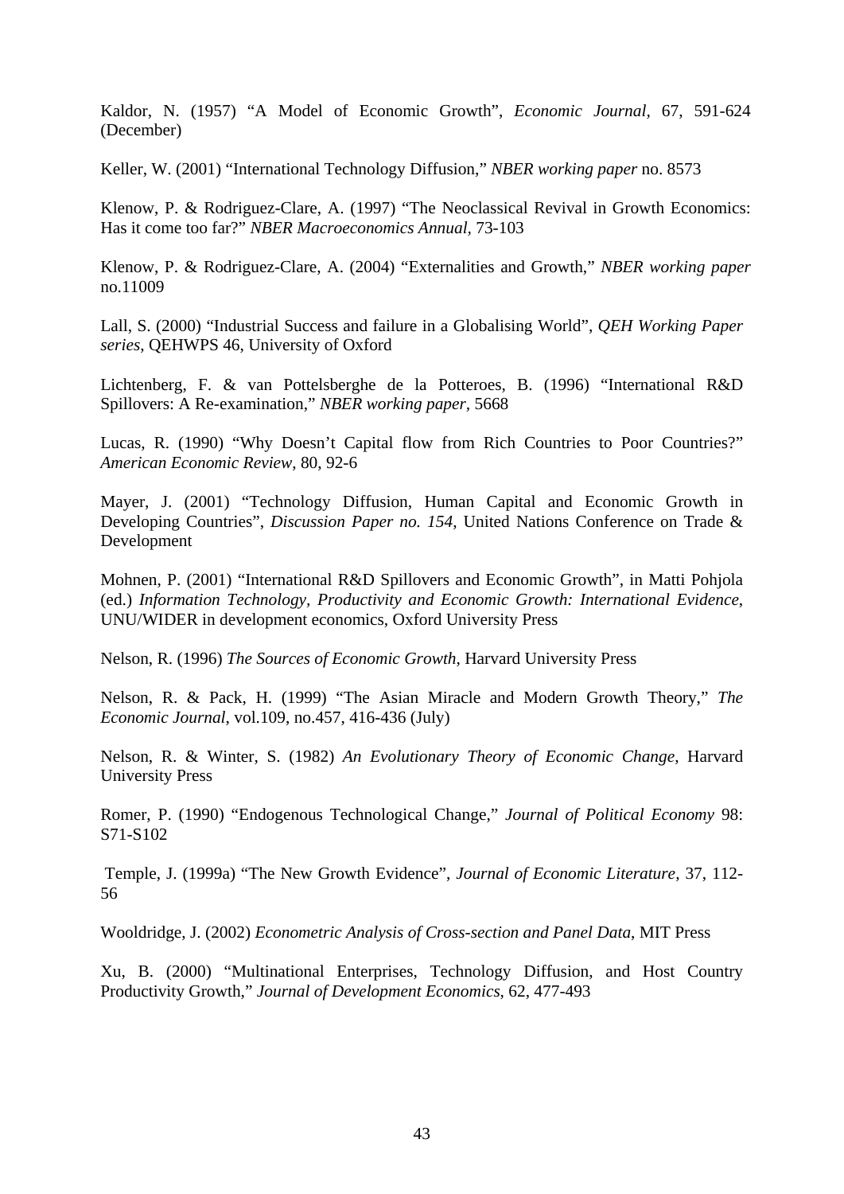Kaldor, N. (1957) "A Model of Economic Growth", *Economic Journal*, 67, 591-624 (December)

Keller, W. (2001) "International Technology Diffusion," *NBER working paper* no. 8573

Klenow, P. & Rodriguez-Clare, A. (1997) "The Neoclassical Revival in Growth Economics: Has it come too far?" *NBER Macroeconomics Annual*, 73-103

Klenow, P. & Rodriguez-Clare, A. (2004) "Externalities and Growth," *NBER working paper* no.11009

Lall, S. (2000) "Industrial Success and failure in a Globalising World", *QEH Working Paper series*, QEHWPS 46, University of Oxford

Lichtenberg, F. & van Pottelsberghe de la Potteroes, B. (1996) "International R&D Spillovers: A Re-examination," *NBER working paper*, 5668

Lucas, R. (1990) "Why Doesn't Capital flow from Rich Countries to Poor Countries?" *American Economic Review*, 80, 92-6

Mayer, J. (2001) "Technology Diffusion, Human Capital and Economic Growth in Developing Countries", *Discussion Paper no. 154*, United Nations Conference on Trade & Development

Mohnen, P. (2001) "International R&D Spillovers and Economic Growth", in Matti Pohjola (ed.) *Information Technology, Productivity and Economic Growth: International Evidence*, UNU/WIDER in development economics, Oxford University Press

Nelson, R. (1996) *The Sources of Economic Growth*, Harvard University Press

Nelson, R. & Pack, H. (1999) "The Asian Miracle and Modern Growth Theory," *The Economic Journal*, vol.109, no.457, 416-436 (July)

Nelson, R. & Winter, S. (1982) *An Evolutionary Theory of Economic Change*, Harvard University Press

Romer, P. (1990) "Endogenous Technological Change," *Journal of Political Economy* 98: S71-S102

Temple, J. (1999a) "The New Growth Evidence", *Journal of Economic Literature*, 37, 112-56

Wooldridge, J. (2002) *Econometric Analysis of Cross-section and Panel Data*, MIT Press

Xu, B. (2000) "Multinational Enterprises, Technology Diffusion, and Host Country Productivity Growth," *Journal of Development Economics*, 62, 477-493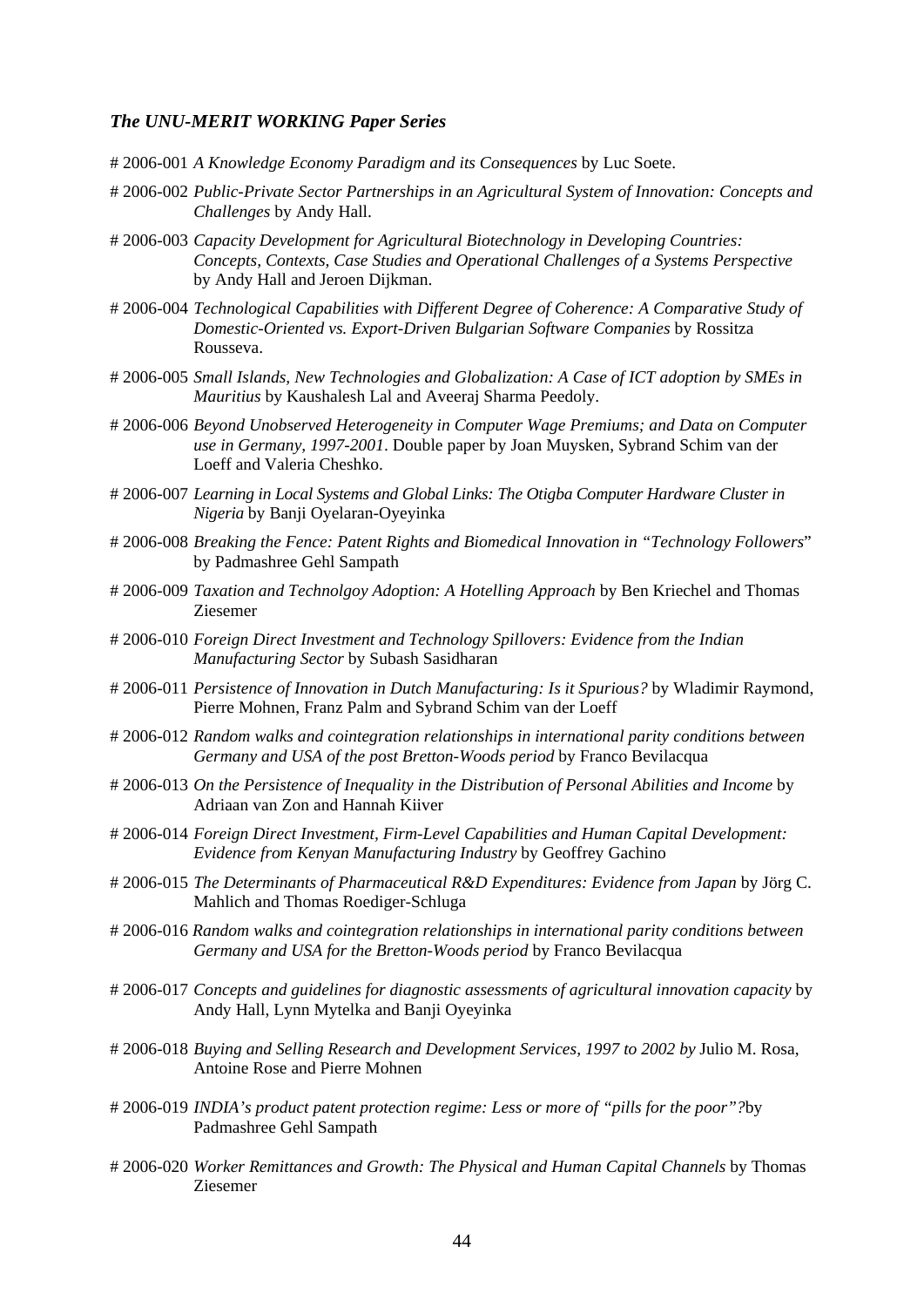### *The UNU-MERIT WORKING Paper Series*

# 2006-001 *A Knowledge Economy Paradigm and its Consequences* by Luc Soete.

# 2006-002 *Public-Private Sector Partnerships in an Agricultural System of Innovation: Concepts and Challenges* by Andy Hall.

# 2006-003 *Capacity Development for Agricultural Biotechnology in Developing Countries: Concepts, Contexts, Case Studies and Operational Challenges of a Systems Perspective* by Andy Hall and Jeroen Dijkman.

# 2006-004 *Technological Capabilities with Different Degree of Coherence: A Comparative Study of Domestic-Oriented vs. Export-Driven Bulgarian Software Companies* by Rossitza Rousseva.

# 2006-005 *Small Islands, New Technologies and Globalization: A Case of ICT adoption by SMEs in Mauritius* by Kaushalesh Lal and Aveeraj Sharma Peedoly.

# 2006-006 *Beyond Unobserved Heterogeneity in Computer Wage Premiums; and Data on Computer use in Germany, 1997-2001*. Double paper by Joan Muysken, Sybrand Schim van der Loeff and Valeria Cheshko.

# 2006-007 *Learning in Local Systems and Global Links: The Otigba Computer Hardware Cluster in Nigeria* by Banji Oyelaran-Oyeyinka

# 2006-008 *Breaking the Fence: Patent Rights and Biomedical Innovation in "Technology Followers*" by Padmashree Gehl Sampath

# 2006-009 *Taxation and Technolgoy Adoption: A Hotelling Approach* by Ben Kriechel and Thomas Ziesemer

# 2006-010 *Foreign Direct Investment and Technology Spillovers: Evidence from the Indian Manufacturing Sector* by Subash Sasidharan

# 2006-011 *Persistence of Innovation in Dutch Manufacturing: Is it Spurious?* by Wladimir Raymond, Pierre Mohnen, Franz Palm and Sybrand Schim van der Loeff

# 2006-012 *Random walks and cointegration relationships in international parity conditions between Germany and USA of the post Bretton-Woods period* by Franco Bevilacqua

# 2006-013 *On the Persistence of Inequality in the Distribution of Personal Abilities and Income* by Adriaan van Zon and Hannah Kiiver

# 2006-014 *Foreign Direct Investment, Firm-Level Capabilities and Human Capital Development: Evidence from Kenyan Manufacturing Industry* by Geoffrey Gachino

# 2006-015 *The Determinants of Pharmaceutical R&D Expenditures: Evidence from Japan* by Jörg C. Mahlich and Thomas Roediger-Schluga

# 2006-016 *Random walks and cointegration relationships in international parity conditions between Germany and USA for the Bretton-Woods period* by Franco Bevilacqua

# 2006-017 *Concepts and guidelines for diagnostic assessments of agricultural innovation capacity* by Andy Hall, Lynn Mytelka and Banji Oyeyinka

# 2006-018 *Buying and Selling Research and Development Services, 1997 to 2002 by* Julio M. Rosa, Antoine Rose and Pierre Mohnen

# 2006-019 *INDIA's product patent protection regime: Less or more of "pills for the poor"?*by Padmashree Gehl Sampath

# 2006-020 *Worker Remittances and Growth: The Physical and Human Capital Channels* by Thomas Ziesemer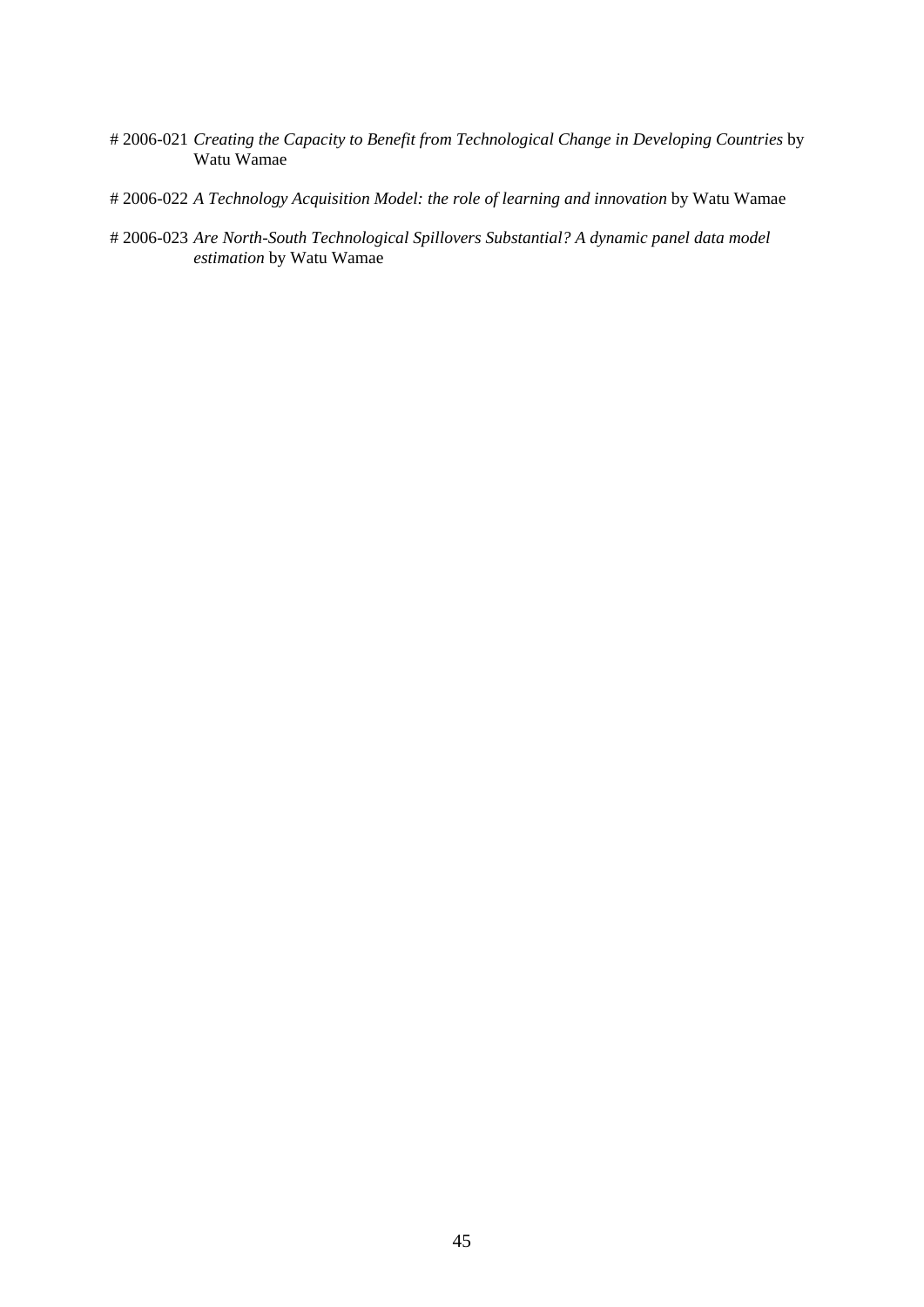# 2006-021 *Creating the Capacity to Benefit from Technological Change in Developing Countries* by Watu Wamae

# 2006-022 *A Technology Acquisition Model: the role of learning and innovation* by Watu Wamae

# 2006-023 *Are North-South Technological Spillovers Substantial? A dynamic panel data model estimation* by Watu Wamae